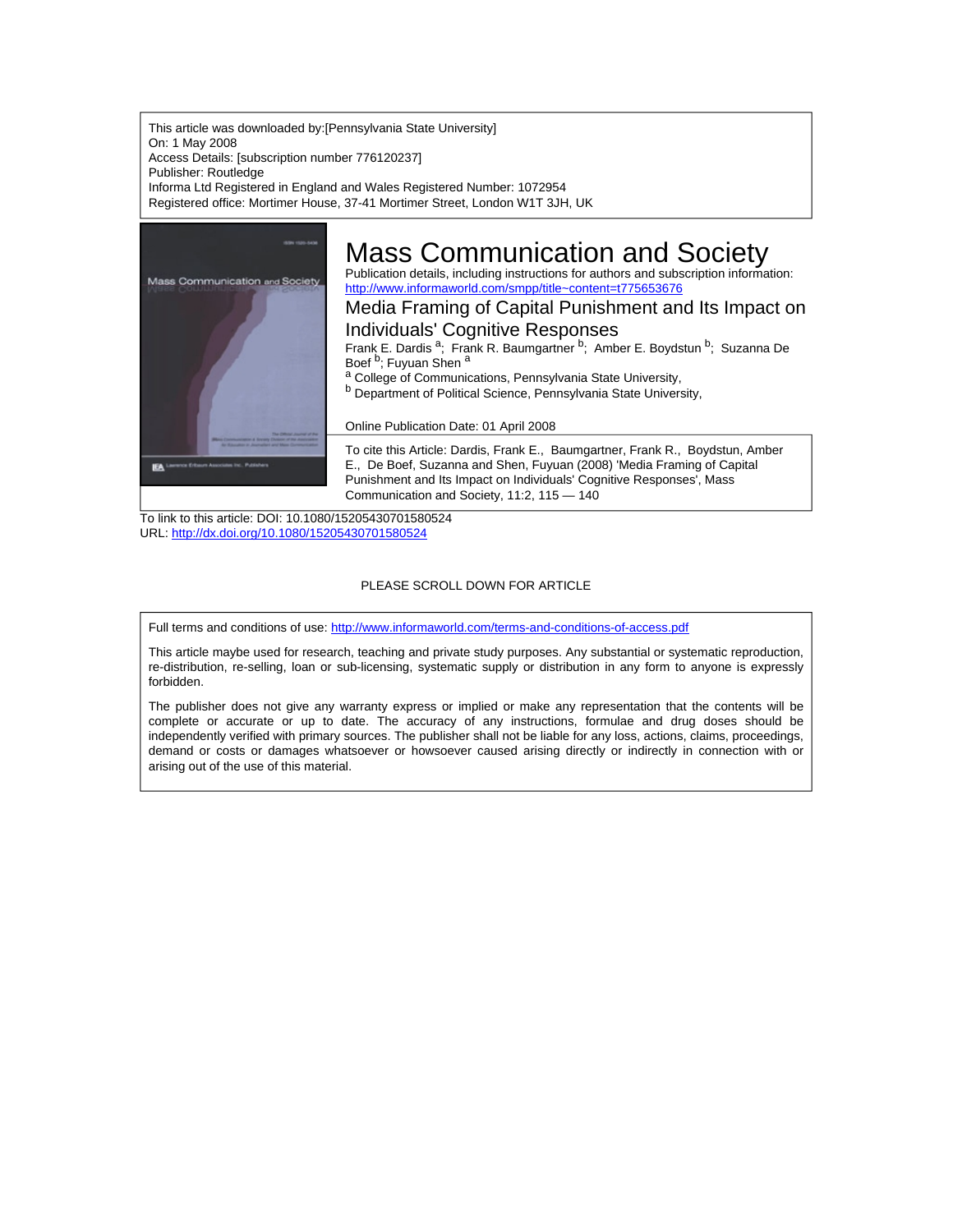This article was downloaded by:[Pennsylvania State University]
On: 1 May 2008
Access Details: [subscription number 776120237]
Publisher: Routledge
Informa Ltd Registered in England and Wales Registered Number: 1072954
Registered office: Mortimer House, 37-41 Mortimer Street, London W1T 3JH, UK

# Mass Communication and Society

Publication details, including instructions for authors and subscription information:
http://www.informaworld.com/smpp/title~content=t775653676

## Media Framing of Capital Punishment and Its Impact on Individuals' Cognitive Responses

Frank E. Dardis [a]; Frank R. Baumgartner [b]; Amber E. Boydstun [b]; Suzanna De Boef [b]; Fuyuan Shen [a]

[a] College of Communications, Pennsylvania State University,
[b] Department of Political Science, Pennsylvania State University,

Online Publication Date: 01 April 2008

To cite this Article: Dardis, Frank E., Baumgartner, Frank R., Boydstun, Amber E., De Boef, Suzanna and Shen, Fuyuan (2008) 'Media Framing of Capital Punishment and Its Impact on Individuals' Cognitive Responses', Mass Communication and Society, 11:2, 115 — 140

To link to this article: DOI: 10.1080/15205430701580524
URL: http://dx.doi.org/10.1080/15205430701580524

PLEASE SCROLL DOWN FOR ARTICLE

Full terms and conditions of use: http://www.informaworld.com/terms-and-conditions-of-access.pdf

This article maybe used for research, teaching and private study purposes. Any substantial or systematic reproduction, re-distribution, re-selling, loan or sub-licensing, systematic supply or distribution in any form to anyone is expressly forbidden.

The publisher does not give any warranty express or implied or make any representation that the contents will be complete or accurate or up to date. The accuracy of any instructions, formulae and drug doses should be independently verified with primary sources. The publisher shall not be liable for any loss, actions, claims, proceedings, demand or costs or damages whatsoever or howsoever caused arising directly or indirectly in connection with or arising out of the use of this material.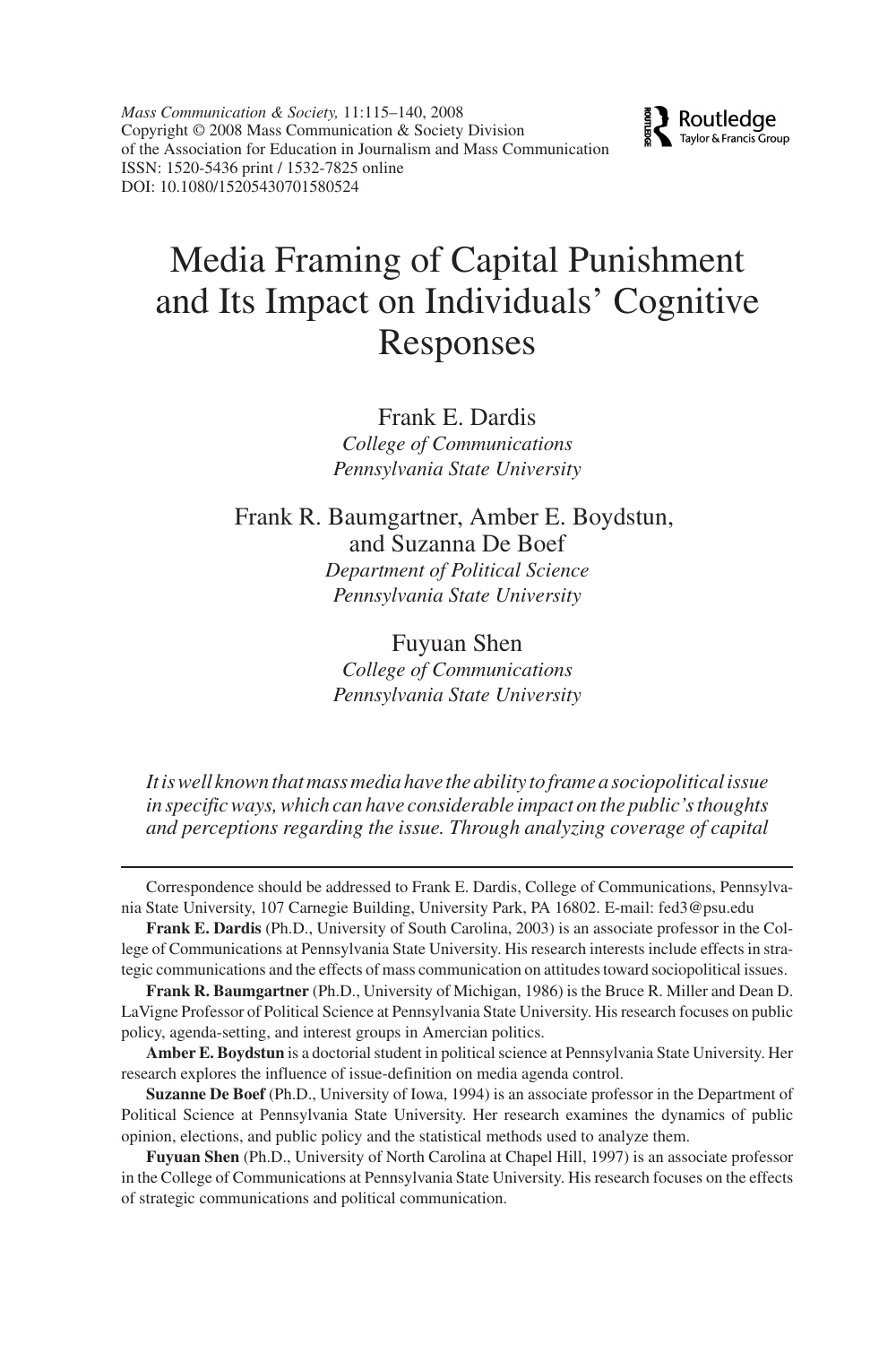*Mass Communication & Society,* 11:115–140, 2008
Copyright © 2008 Mass Communication & Society Division
of the Association for Education in Journalism and Mass Communication
ISSN: 1520-5436 print / 1532-7825 online
DOI: 10.1080/15205430701580524

# Media Framing of Capital Punishment and Its Impact on Individuals' Cognitive Responses

Frank E. Dardis
*College of Communications*
*Pennsylvania State University*

Frank R. Baumgartner, Amber E. Boydstun, and Suzanna De Boef
*Department of Political Science*
*Pennsylvania State University*

Fuyuan Shen
*College of Communications*
*Pennsylvania State University*

*It is well known that mass media have the ability to frame a sociopolitical issue in specific ways, which can have considerable impact on the public's thoughts and perceptions regarding the issue. Through analyzing coverage of capital*

---

Correspondence should be addressed to Frank E. Dardis, College of Communications, Pennsylvania State University, 107 Carnegie Building, University Park, PA 16802. E-mail: fed3@psu.edu

**Frank E. Dardis** (Ph.D., University of South Carolina, 2003) is an associate professor in the College of Communications at Pennsylvania State University. His research interests include effects in strategic communications and the effects of mass communication on attitudes toward sociopolitical issues.

**Frank R. Baumgartner** (Ph.D., University of Michigan, 1986) is the Bruce R. Miller and Dean D. LaVigne Professor of Political Science at Pennsylvania State University. His research focuses on public policy, agenda-setting, and interest groups in Amercian politics.

**Amber E. Boydstun** is a doctorial student in political science at Pennsylvania State University. Her research explores the influence of issue-definition on media agenda control.

**Suzanne De Boef** (Ph.D., University of Iowa, 1994) is an associate professor in the Department of Political Science at Pennsylvania State University. Her research examines the dynamics of public opinion, elections, and public policy and the statistical methods used to analyze them.

**Fuyuan Shen** (Ph.D., University of North Carolina at Chapel Hill, 1997) is an associate professor in the College of Communications at Pennsylvania State University. His research focuses on the effects of strategic communications and political communication.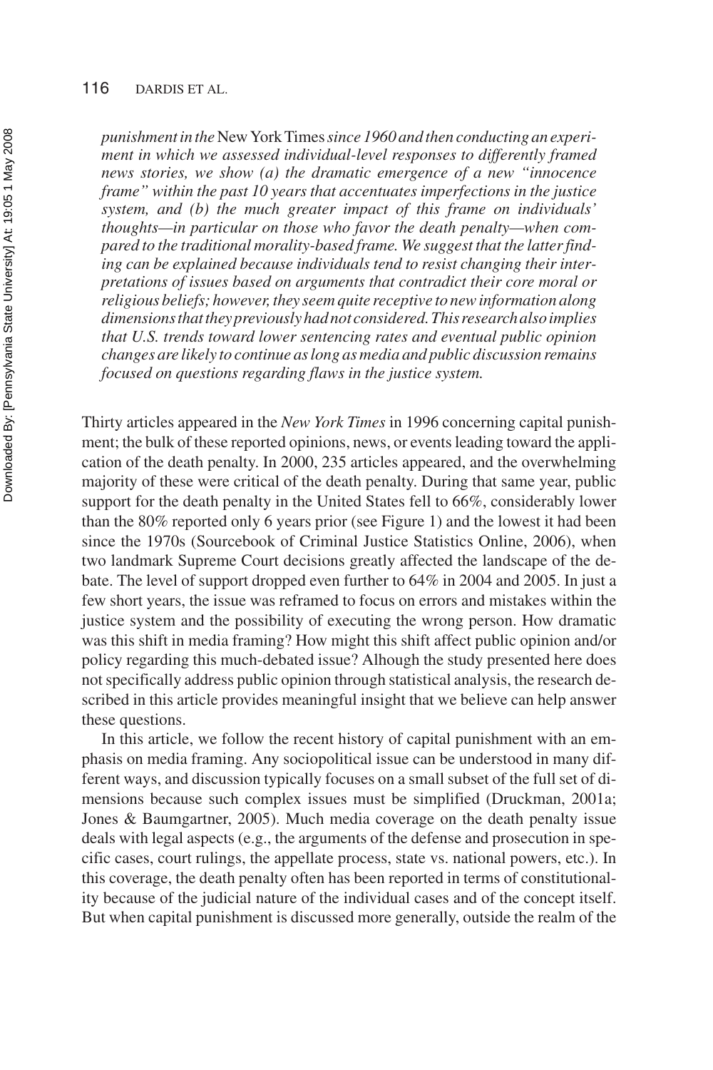*punishment in the* New York Times *since 1960 and then conducting an experiment in which we assessed individual-level responses to differently framed news stories, we show (a) the dramatic emergence of a new "innocence frame" within the past 10 years that accentuates imperfections in the justice system, and (b) the much greater impact of this frame on individuals' thoughts—in particular on those who favor the death penalty—when compared to the traditional morality-based frame. We suggest that the latter finding can be explained because individuals tend to resist changing their interpretations of issues based on arguments that contradict their core moral or religious beliefs; however, they seem quite receptive to new information along dimensions that they previously had not considered. This research also implies that U.S. trends toward lower sentencing rates and eventual public opinion changes are likely to continue as long as media and public discussion remains focused on questions regarding flaws in the justice system.*

Thirty articles appeared in the *New York Times* in 1996 concerning capital punishment; the bulk of these reported opinions, news, or events leading toward the application of the death penalty. In 2000, 235 articles appeared, and the overwhelming majority of these were critical of the death penalty. During that same year, public support for the death penalty in the United States fell to 66%, considerably lower than the 80% reported only 6 years prior (see Figure 1) and the lowest it had been since the 1970s (Sourcebook of Criminal Justice Statistics Online, 2006), when two landmark Supreme Court decisions greatly affected the landscape of the debate. The level of support dropped even further to 64% in 2004 and 2005. In just a few short years, the issue was reframed to focus on errors and mistakes within the justice system and the possibility of executing the wrong person. How dramatic was this shift in media framing? How might this shift affect public opinion and/or policy regarding this much-debated issue? Alhough the study presented here does not specifically address public opinion through statistical analysis, the research described in this article provides meaningful insight that we believe can help answer these questions.

In this article, we follow the recent history of capital punishment with an emphasis on media framing. Any sociopolitical issue can be understood in many different ways, and discussion typically focuses on a small subset of the full set of dimensions because such complex issues must be simplified (Druckman, 2001a; Jones & Baumgartner, 2005). Much media coverage on the death penalty issue deals with legal aspects (e.g., the arguments of the defense and prosecution in specific cases, court rulings, the appellate process, state vs. national powers, etc.). In this coverage, the death penalty often has been reported in terms of constitutionality because of the judicial nature of the individual cases and of the concept itself. But when capital punishment is discussed more generally, outside the realm of the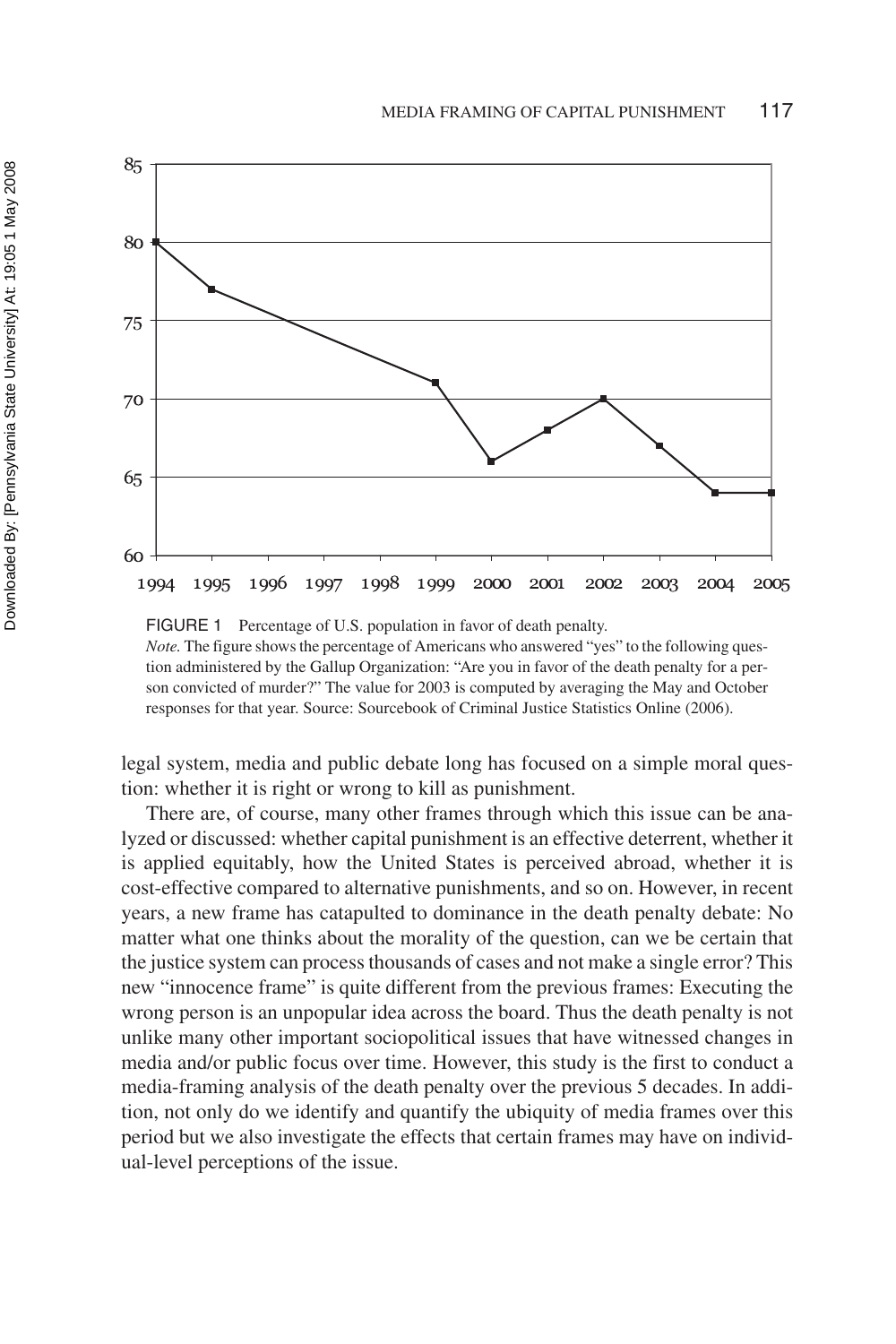FIGURE 1 Percentage of U.S. population in favor of death penalty.

*Note.* The figure shows the percentage of Americans who answered "yes" to the following question administered by the Gallup Organization: "Are you in favor of the death penalty for a person convicted of murder?" The value for 2003 is computed by averaging the May and October responses for that year. Source: Sourcebook of Criminal Justice Statistics Online (2006).

legal system, media and public debate long has focused on a simple moral question: whether it is right or wrong to kill as punishment.

There are, of course, many other frames through which this issue can be analyzed or discussed: whether capital punishment is an effective deterrent, whether it is applied equitably, how the United States is perceived abroad, whether it is cost-effective compared to alternative punishments, and so on. However, in recent years, a new frame has catapulted to dominance in the death penalty debate: No matter what one thinks about the morality of the question, can we be certain that the justice system can process thousands of cases and not make a single error? This new "innocence frame" is quite different from the previous frames: Executing the wrong person is an unpopular idea across the board. Thus the death penalty is not unlike many other important sociopolitical issues that have witnessed changes in media and/or public focus over time. However, this study is the first to conduct a media-framing analysis of the death penalty over the previous 5 decades. In addition, not only do we identify and quantify the ubiquity of media frames over this period but we also investigate the effects that certain frames may have on individual-level perceptions of the issue.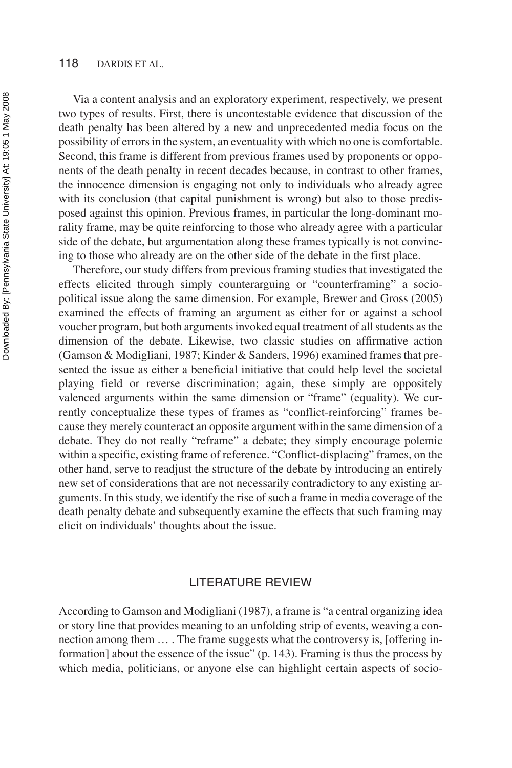Via a content analysis and an exploratory experiment, respectively, we present two types of results. First, there is uncontestable evidence that discussion of the death penalty has been altered by a new and unprecedented media focus on the possibility of errors in the system, an eventuality with which no one is comfortable. Second, this frame is different from previous frames used by proponents or opponents of the death penalty in recent decades because, in contrast to other frames, the innocence dimension is engaging not only to individuals who already agree with its conclusion (that capital punishment is wrong) but also to those predisposed against this opinion. Previous frames, in particular the long-dominant morality frame, may be quite reinforcing to those who already agree with a particular side of the debate, but argumentation along these frames typically is not convincing to those who already are on the other side of the debate in the first place.

Therefore, our study differs from previous framing studies that investigated the effects elicited through simply counterarguing or "counterframing" a sociopolitical issue along the same dimension. For example, Brewer and Gross (2005) examined the effects of framing an argument as either for or against a school voucher program, but both arguments invoked equal treatment of all students as the dimension of the debate. Likewise, two classic studies on affirmative action (Gamson & Modigliani, 1987; Kinder & Sanders, 1996) examined frames that presented the issue as either a beneficial initiative that could help level the societal playing field or reverse discrimination; again, these simply are oppositely valenced arguments within the same dimension or "frame" (equality). We currently conceptualize these types of frames as "conflict-reinforcing" frames because they merely counteract an opposite argument within the same dimension of a debate. They do not really "reframe" a debate; they simply encourage polemic within a specific, existing frame of reference. "Conflict-displacing" frames, on the other hand, serve to readjust the structure of the debate by introducing an entirely new set of considerations that are not necessarily contradictory to any existing arguments. In this study, we identify the rise of such a frame in media coverage of the death penalty debate and subsequently examine the effects that such framing may elicit on individuals' thoughts about the issue.

## LITERATURE REVIEW

According to Gamson and Modigliani (1987), a frame is "a central organizing idea or story line that provides meaning to an unfolding strip of events, weaving a connection among them … . The frame suggests what the controversy is, [offering information] about the essence of the issue" (p. 143). Framing is thus the process by which media, politicians, or anyone else can highlight certain aspects of socio-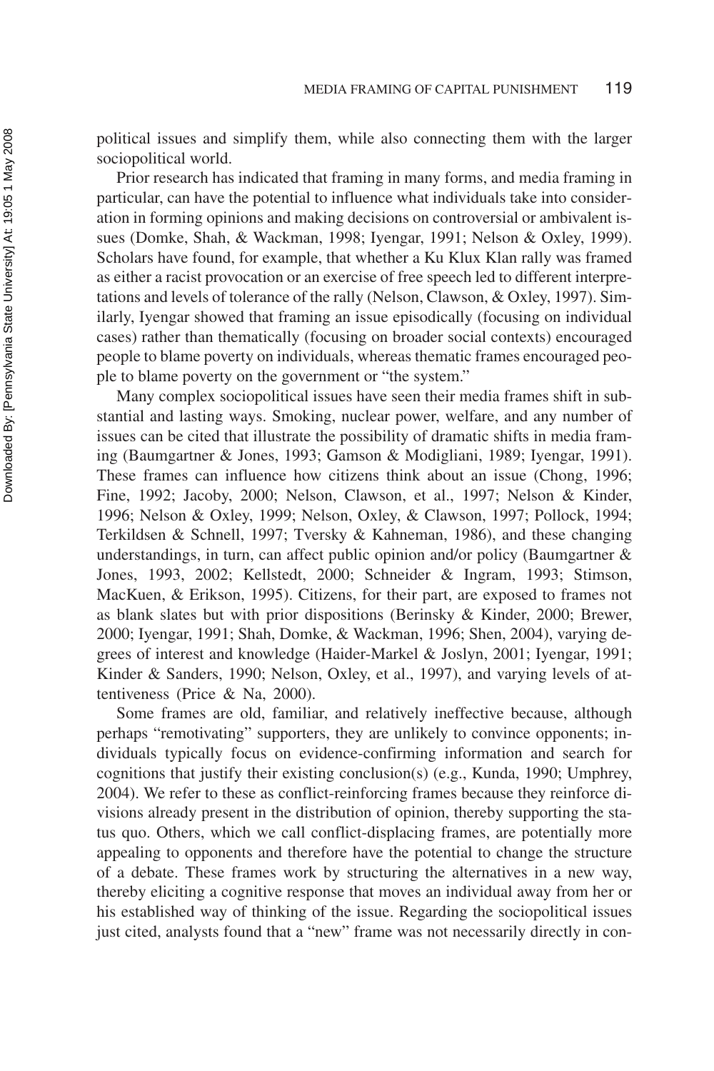political issues and simplify them, while also connecting them with the larger sociopolitical world.

Prior research has indicated that framing in many forms, and media framing in particular, can have the potential to influence what individuals take into consideration in forming opinions and making decisions on controversial or ambivalent issues (Domke, Shah, & Wackman, 1998; Iyengar, 1991; Nelson & Oxley, 1999). Scholars have found, for example, that whether a Ku Klux Klan rally was framed as either a racist provocation or an exercise of free speech led to different interpretations and levels of tolerance of the rally (Nelson, Clawson, & Oxley, 1997). Similarly, Iyengar showed that framing an issue episodically (focusing on individual cases) rather than thematically (focusing on broader social contexts) encouraged people to blame poverty on individuals, whereas thematic frames encouraged people to blame poverty on the government or "the system."

Many complex sociopolitical issues have seen their media frames shift in substantial and lasting ways. Smoking, nuclear power, welfare, and any number of issues can be cited that illustrate the possibility of dramatic shifts in media framing (Baumgartner & Jones, 1993; Gamson & Modigliani, 1989; Iyengar, 1991). These frames can influence how citizens think about an issue (Chong, 1996; Fine, 1992; Jacoby, 2000; Nelson, Clawson, et al., 1997; Nelson & Kinder, 1996; Nelson & Oxley, 1999; Nelson, Oxley, & Clawson, 1997; Pollock, 1994; Terkildsen & Schnell, 1997; Tversky & Kahneman, 1986), and these changing understandings, in turn, can affect public opinion and/or policy (Baumgartner & Jones, 1993, 2002; Kellstedt, 2000; Schneider & Ingram, 1993; Stimson, MacKuen, & Erikson, 1995). Citizens, for their part, are exposed to frames not as blank slates but with prior dispositions (Berinsky & Kinder, 2000; Brewer, 2000; Iyengar, 1991; Shah, Domke, & Wackman, 1996; Shen, 2004), varying degrees of interest and knowledge (Haider-Markel & Joslyn, 2001; Iyengar, 1991; Kinder & Sanders, 1990; Nelson, Oxley, et al., 1997), and varying levels of attentiveness (Price & Na, 2000).

Some frames are old, familiar, and relatively ineffective because, although perhaps "remotivating" supporters, they are unlikely to convince opponents; individuals typically focus on evidence-confirming information and search for cognitions that justify their existing conclusion(s) (e.g., Kunda, 1990; Umphrey, 2004). We refer to these as conflict-reinforcing frames because they reinforce divisions already present in the distribution of opinion, thereby supporting the status quo. Others, which we call conflict-displacing frames, are potentially more appealing to opponents and therefore have the potential to change the structure of a debate. These frames work by structuring the alternatives in a new way, thereby eliciting a cognitive response that moves an individual away from her or his established way of thinking of the issue. Regarding the sociopolitical issues just cited, analysts found that a "new" frame was not necessarily directly in con-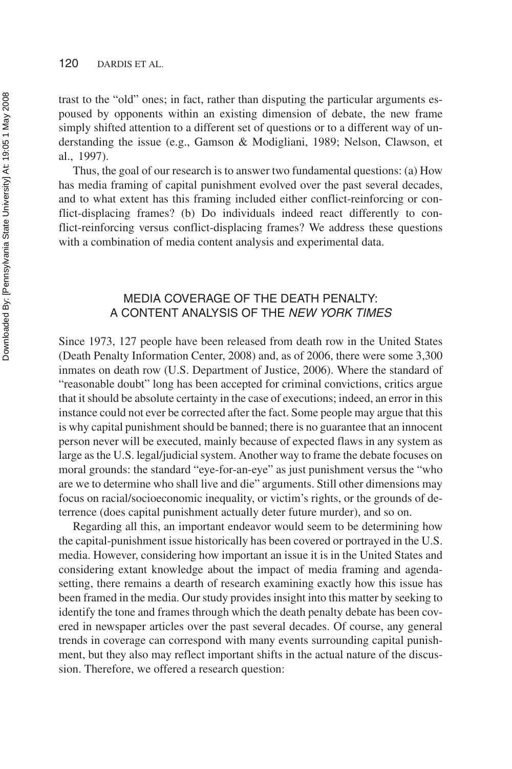trast to the "old" ones; in fact, rather than disputing the particular arguments espoused by opponents within an existing dimension of debate, the new frame simply shifted attention to a different set of questions or to a different way of understanding the issue (e.g., Gamson & Modigliani, 1989; Nelson, Clawson, et al., 1997).

Thus, the goal of our research is to answer two fundamental questions: (a) How has media framing of capital punishment evolved over the past several decades, and to what extent has this framing included either conflict-reinforcing or conflict-displacing frames? (b) Do individuals indeed react differently to conflict-reinforcing versus conflict-displacing frames? We address these questions with a combination of media content analysis and experimental data.

## MEDIA COVERAGE OF THE DEATH PENALTY: A CONTENT ANALYSIS OF THE *NEW YORK TIMES*

Since 1973, 127 people have been released from death row in the United States (Death Penalty Information Center, 2008) and, as of 2006, there were some 3,300 inmates on death row (U.S. Department of Justice, 2006). Where the standard of "reasonable doubt" long has been accepted for criminal convictions, critics argue that it should be absolute certainty in the case of executions; indeed, an error in this instance could not ever be corrected after the fact. Some people may argue that this is why capital punishment should be banned; there is no guarantee that an innocent person never will be executed, mainly because of expected flaws in any system as large as the U.S. legal/judicial system. Another way to frame the debate focuses on moral grounds: the standard "eye-for-an-eye" as just punishment versus the "who are we to determine who shall live and die" arguments. Still other dimensions may focus on racial/socioeconomic inequality, or victim's rights, or the grounds of deterrence (does capital punishment actually deter future murder), and so on.

Regarding all this, an important endeavor would seem to be determining how the capital-punishment issue historically has been covered or portrayed in the U.S. media. However, considering how important an issue it is in the United States and considering extant knowledge about the impact of media framing and agenda-setting, there remains a dearth of research examining exactly how this issue has been framed in the media. Our study provides insight into this matter by seeking to identify the tone and frames through which the death penalty debate has been covered in newspaper articles over the past several decades. Of course, any general trends in coverage can correspond with many events surrounding capital punishment, but they also may reflect important shifts in the actual nature of the discussion. Therefore, we offered a research question: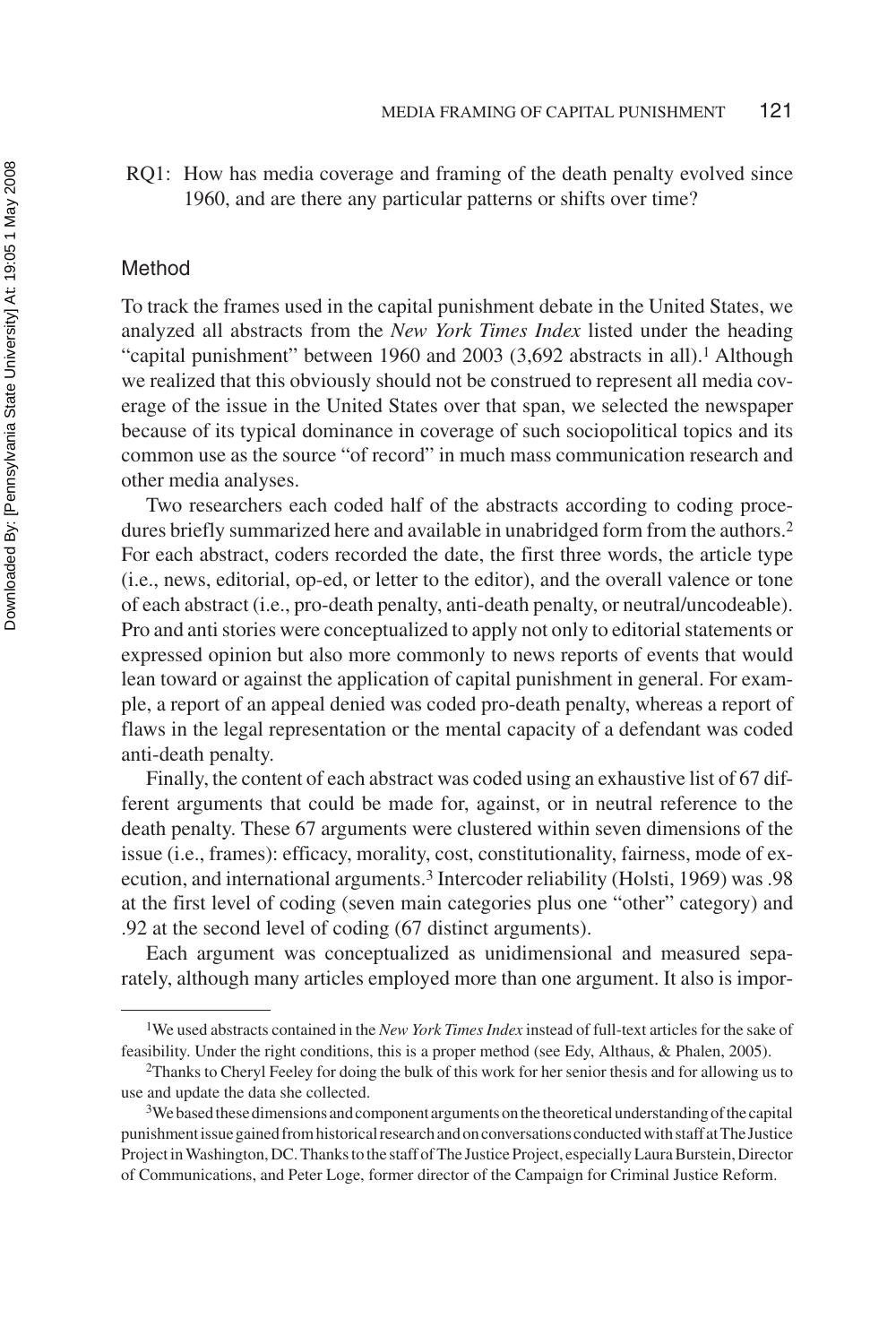RQ1: How has media coverage and framing of the death penalty evolved since 1960, and are there any particular patterns or shifts over time?

## Method

To track the frames used in the capital punishment debate in the United States, we analyzed all abstracts from the *New York Times Index* listed under the heading "capital punishment" between 1960 and 2003 (3,692 abstracts in all).[1] Although we realized that this obviously should not be construed to represent all media coverage of the issue in the United States over that span, we selected the newspaper because of its typical dominance in coverage of such sociopolitical topics and its common use as the source "of record" in much mass communication research and other media analyses.

Two researchers each coded half of the abstracts according to coding procedures briefly summarized here and available in unabridged form from the authors.[2] For each abstract, coders recorded the date, the first three words, the article type (i.e., news, editorial, op-ed, or letter to the editor), and the overall valence or tone of each abstract (i.e., pro-death penalty, anti-death penalty, or neutral/uncodeable). Pro and anti stories were conceptualized to apply not only to editorial statements or expressed opinion but also more commonly to news reports of events that would lean toward or against the application of capital punishment in general. For example, a report of an appeal denied was coded pro-death penalty, whereas a report of flaws in the legal representation or the mental capacity of a defendant was coded anti-death penalty.

Finally, the content of each abstract was coded using an exhaustive list of 67 different arguments that could be made for, against, or in neutral reference to the death penalty. These 67 arguments were clustered within seven dimensions of the issue (i.e., frames): efficacy, morality, cost, constitutionality, fairness, mode of execution, and international arguments.[3] Intercoder reliability (Holsti, 1969) was .98 at the first level of coding (seven main categories plus one "other" category) and .92 at the second level of coding (67 distinct arguments).

Each argument was conceptualized as unidimensional and measured separately, although many articles employed more than one argument. It also is impor-

---

[1]We used abstracts contained in the *New York Times Index* instead of full-text articles for the sake of feasibility. Under the right conditions, this is a proper method (see Edy, Althaus, & Phalen, 2005).

[2]Thanks to Cheryl Feeley for doing the bulk of this work for her senior thesis and for allowing us to use and update the data she collected.

[3]We based these dimensions and component arguments on the theoretical understanding of the capital punishment issue gained from historical research and on conversations conducted with staff at The Justice Project in Washington, DC. Thanks to the staff of The Justice Project, especially Laura Burstein, Director of Communications, and Peter Loge, former director of the Campaign for Criminal Justice Reform.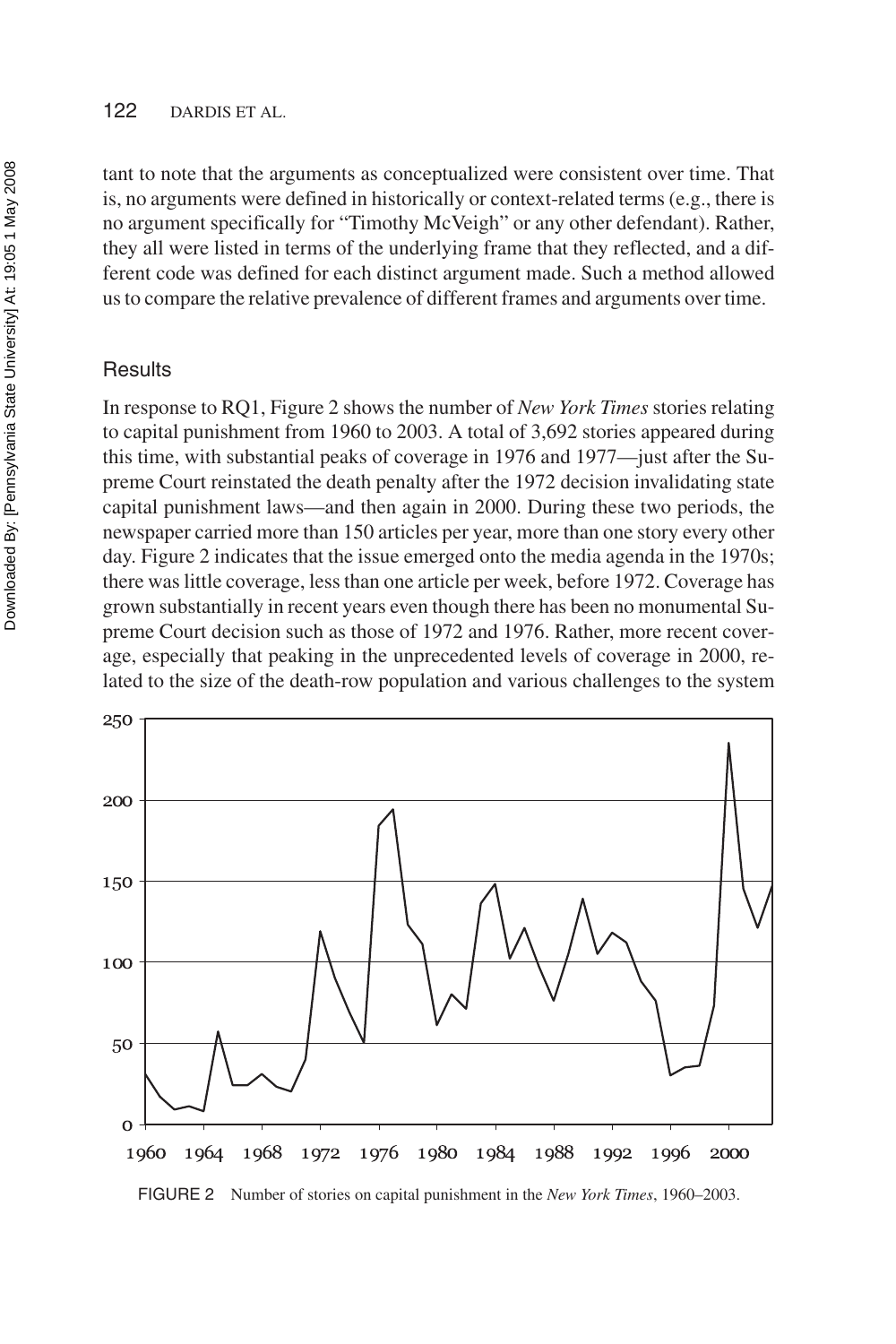tant to note that the arguments as conceptualized were consistent over time. That is, no arguments were defined in historically or context-related terms (e.g., there is no argument specifically for "Timothy McVeigh" or any other defendant). Rather, they all were listed in terms of the underlying frame that they reflected, and a different code was defined for each distinct argument made. Such a method allowed us to compare the relative prevalence of different frames and arguments over time.

## Results

In response to RQ1, Figure 2 shows the number of *New York Times* stories relating to capital punishment from 1960 to 2003. A total of 3,692 stories appeared during this time, with substantial peaks of coverage in 1976 and 1977—just after the Supreme Court reinstated the death penalty after the 1972 decision invalidating state capital punishment laws—and then again in 2000. During these two periods, the newspaper carried more than 150 articles per year, more than one story every other day. Figure 2 indicates that the issue emerged onto the media agenda in the 1970s; there was little coverage, less than one article per week, before 1972. Coverage has grown substantially in recent years even though there has been no monumental Supreme Court decision such as those of 1972 and 1976. Rather, more recent coverage, especially that peaking in the unprecedented levels of coverage in 2000, related to the size of the death-row population and various challenges to the system

FIGURE 2 Number of stories on capital punishment in the *New York Times*, 1960–2003.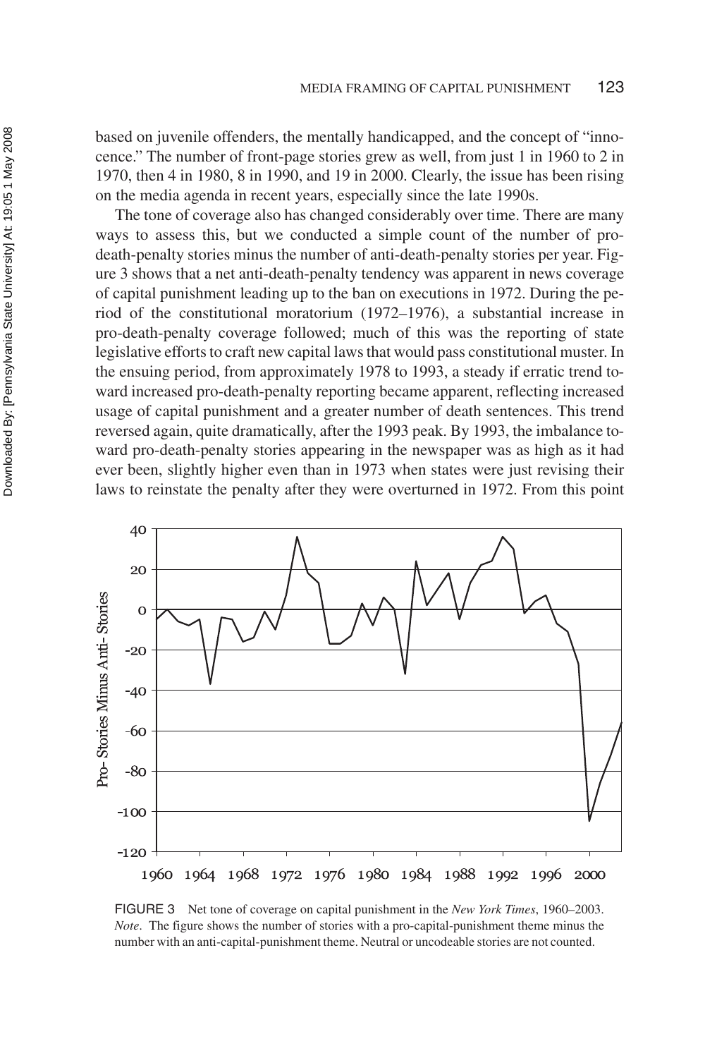based on juvenile offenders, the mentally handicapped, and the concept of "innocence." The number of front-page stories grew as well, from just 1 in 1960 to 2 in 1970, then 4 in 1980, 8 in 1990, and 19 in 2000. Clearly, the issue has been rising on the media agenda in recent years, especially since the late 1990s.

The tone of coverage also has changed considerably over time. There are many ways to assess this, but we conducted a simple count of the number of pro-death-penalty stories minus the number of anti-death-penalty stories per year. Figure 3 shows that a net anti-death-penalty tendency was apparent in news coverage of capital punishment leading up to the ban on executions in 1972. During the period of the constitutional moratorium (1972–1976), a substantial increase in pro-death-penalty coverage followed; much of this was the reporting of state legislative efforts to craft new capital laws that would pass constitutional muster. In the ensuing period, from approximately 1978 to 1993, a steady if erratic trend toward increased pro-death-penalty reporting became apparent, reflecting increased usage of capital punishment and a greater number of death sentences. This trend reversed again, quite dramatically, after the 1993 peak. By 1993, the imbalance toward pro-death-penalty stories appearing in the newspaper was as high as it had ever been, slightly higher even than in 1973 when states were just revising their laws to reinstate the penalty after they were overturned in 1972. From this point

FIGURE 3 Net tone of coverage on capital punishment in the *New York Times*, 1960–2003. *Note*. The figure shows the number of stories with a pro-capital-punishment theme minus the number with an anti-capital-punishment theme. Neutral or uncodeable stories are not counted.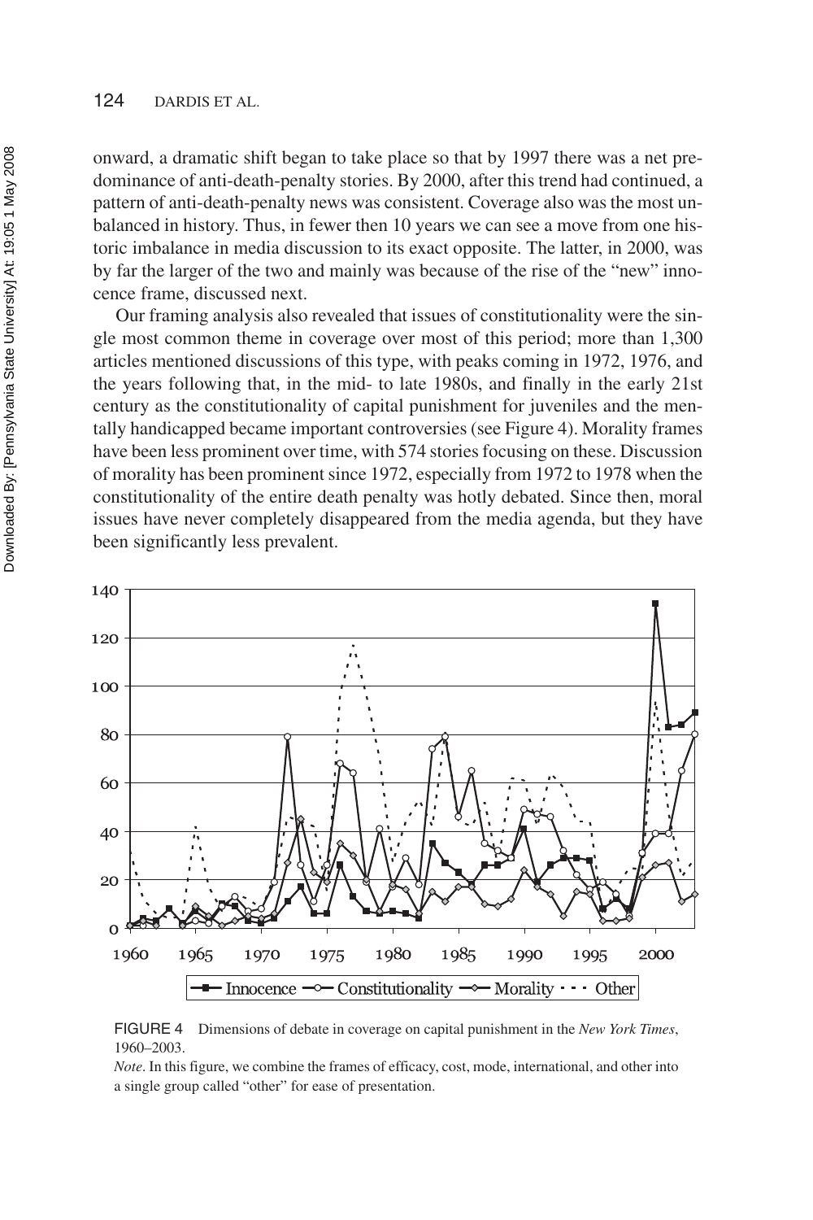onward, a dramatic shift began to take place so that by 1997 there was a net predominance of anti-death-penalty stories. By 2000, after this trend had continued, a pattern of anti-death-penalty news was consistent. Coverage also was the most unbalanced in history. Thus, in fewer then 10 years we can see a move from one historic imbalance in media discussion to its exact opposite. The latter, in 2000, was by far the larger of the two and mainly was because of the rise of the "new" innocence frame, discussed next.

Our framing analysis also revealed that issues of constitutionality were the single most common theme in coverage over most of this period; more than 1,300 articles mentioned discussions of this type, with peaks coming in 1972, 1976, and the years following that, in the mid- to late 1980s, and finally in the early 21st century as the constitutionality of capital punishment for juveniles and the mentally handicapped became important controversies (see Figure 4). Morality frames have been less prominent over time, with 574 stories focusing on these. Discussion of morality has been prominent since 1972, especially from 1972 to 1978 when the constitutionality of the entire death penalty was hotly debated. Since then, moral issues have never completely disappeared from the media agenda, but they have been significantly less prevalent.

FIGURE 4 Dimensions of debate in coverage on capital punishment in the *New York Times*, 1960–2003.

*Note*. In this figure, we combine the frames of efficacy, cost, mode, international, and other into a single group called "other" for ease of presentation.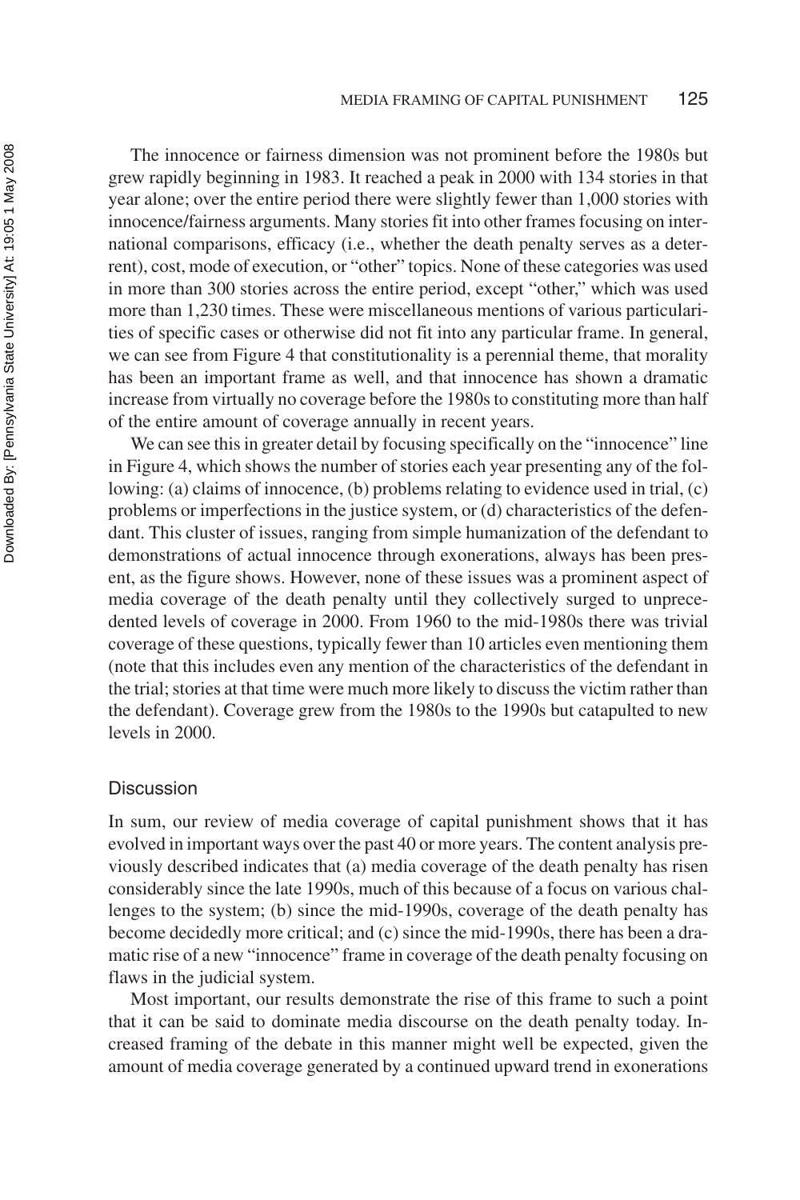The innocence or fairness dimension was not prominent before the 1980s but grew rapidly beginning in 1983. It reached a peak in 2000 with 134 stories in that year alone; over the entire period there were slightly fewer than 1,000 stories with innocence/fairness arguments. Many stories fit into other frames focusing on international comparisons, efficacy (i.e., whether the death penalty serves as a deterrent), cost, mode of execution, or "other" topics. None of these categories was used in more than 300 stories across the entire period, except "other," which was used more than 1,230 times. These were miscellaneous mentions of various particularities of specific cases or otherwise did not fit into any particular frame. In general, we can see from Figure 4 that constitutionality is a perennial theme, that morality has been an important frame as well, and that innocence has shown a dramatic increase from virtually no coverage before the 1980s to constituting more than half of the entire amount of coverage annually in recent years.

We can see this in greater detail by focusing specifically on the "innocence" line in Figure 4, which shows the number of stories each year presenting any of the following: (a) claims of innocence, (b) problems relating to evidence used in trial, (c) problems or imperfections in the justice system, or (d) characteristics of the defendant. This cluster of issues, ranging from simple humanization of the defendant to demonstrations of actual innocence through exonerations, always has been present, as the figure shows. However, none of these issues was a prominent aspect of media coverage of the death penalty until they collectively surged to unprecedented levels of coverage in 2000. From 1960 to the mid-1980s there was trivial coverage of these questions, typically fewer than 10 articles even mentioning them (note that this includes even any mention of the characteristics of the defendant in the trial; stories at that time were much more likely to discuss the victim rather than the defendant). Coverage grew from the 1980s to the 1990s but catapulted to new levels in 2000.

## Discussion

In sum, our review of media coverage of capital punishment shows that it has evolved in important ways over the past 40 or more years. The content analysis previously described indicates that (a) media coverage of the death penalty has risen considerably since the late 1990s, much of this because of a focus on various challenges to the system; (b) since the mid-1990s, coverage of the death penalty has become decidedly more critical; and (c) since the mid-1990s, there has been a dramatic rise of a new "innocence" frame in coverage of the death penalty focusing on flaws in the judicial system.

Most important, our results demonstrate the rise of this frame to such a point that it can be said to dominate media discourse on the death penalty today. Increased framing of the debate in this manner might well be expected, given the amount of media coverage generated by a continued upward trend in exonerations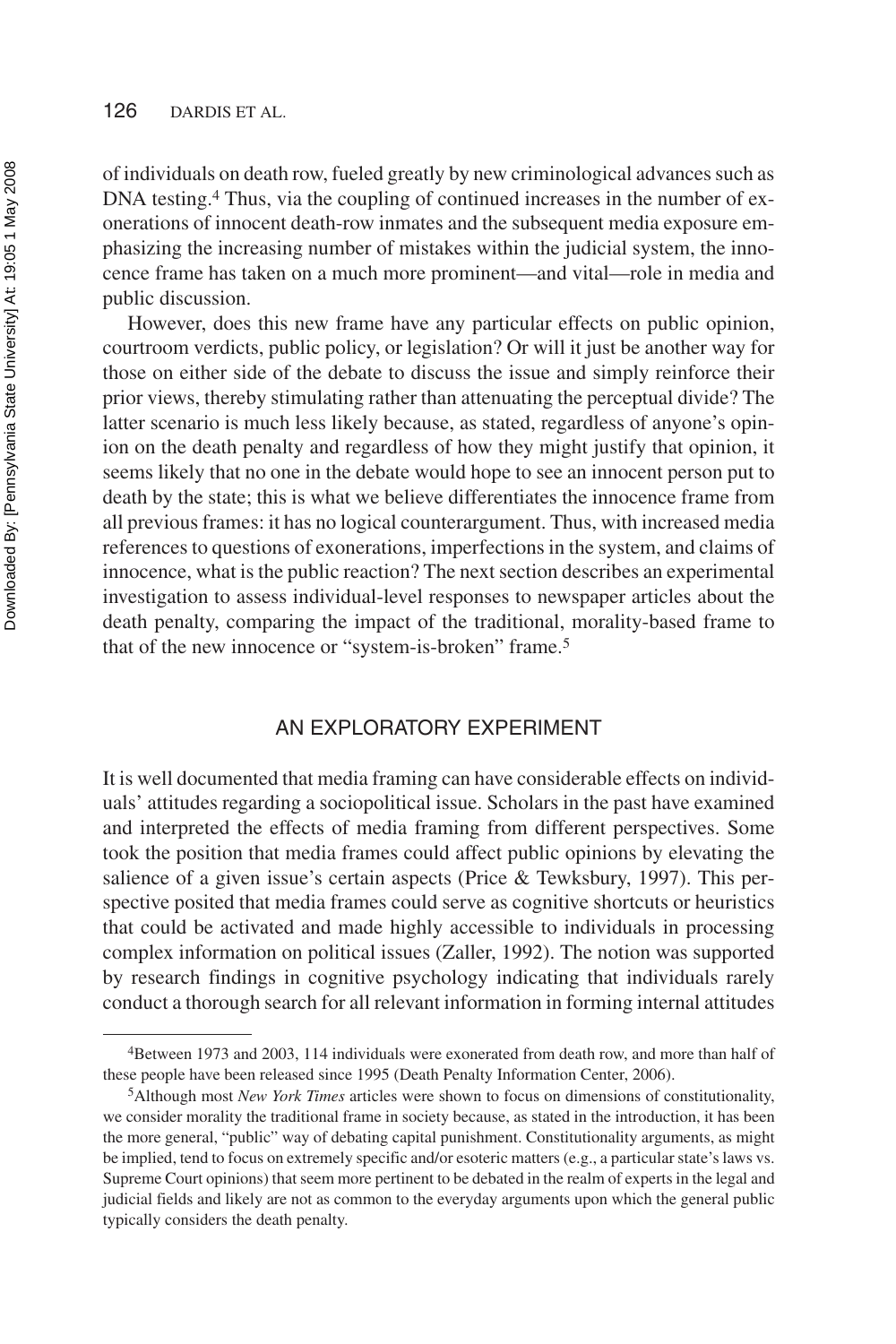of individuals on death row, fueled greatly by new criminological advances such as DNA testing.[4] Thus, via the coupling of continued increases in the number of exonerations of innocent death-row inmates and the subsequent media exposure emphasizing the increasing number of mistakes within the judicial system, the innocence frame has taken on a much more prominent—and vital—role in media and public discussion.

However, does this new frame have any particular effects on public opinion, courtroom verdicts, public policy, or legislation? Or will it just be another way for those on either side of the debate to discuss the issue and simply reinforce their prior views, thereby stimulating rather than attenuating the perceptual divide? The latter scenario is much less likely because, as stated, regardless of anyone's opinion on the death penalty and regardless of how they might justify that opinion, it seems likely that no one in the debate would hope to see an innocent person put to death by the state; this is what we believe differentiates the innocence frame from all previous frames: it has no logical counterargument. Thus, with increased media references to questions of exonerations, imperfections in the system, and claims of innocence, what is the public reaction? The next section describes an experimental investigation to assess individual-level responses to newspaper articles about the death penalty, comparing the impact of the traditional, morality-based frame to that of the new innocence or "system-is-broken" frame.[5]

## AN EXPLORATORY EXPERIMENT

It is well documented that media framing can have considerable effects on individuals' attitudes regarding a sociopolitical issue. Scholars in the past have examined and interpreted the effects of media framing from different perspectives. Some took the position that media frames could affect public opinions by elevating the salience of a given issue's certain aspects (Price & Tewksbury, 1997). This perspective posited that media frames could serve as cognitive shortcuts or heuristics that could be activated and made highly accessible to individuals in processing complex information on political issues (Zaller, 1992). The notion was supported by research findings in cognitive psychology indicating that individuals rarely conduct a thorough search for all relevant information in forming internal attitudes

[4]Between 1973 and 2003, 114 individuals were exonerated from death row, and more than half of these people have been released since 1995 (Death Penalty Information Center, 2006).

[5]Although most *New York Times* articles were shown to focus on dimensions of constitutionality, we consider morality the traditional frame in society because, as stated in the introduction, it has been the more general, "public" way of debating capital punishment. Constitutionality arguments, as might be implied, tend to focus on extremely specific and/or esoteric matters (e.g., a particular state's laws vs. Supreme Court opinions) that seem more pertinent to be debated in the realm of experts in the legal and judicial fields and likely are not as common to the everyday arguments upon which the general public typically considers the death penalty.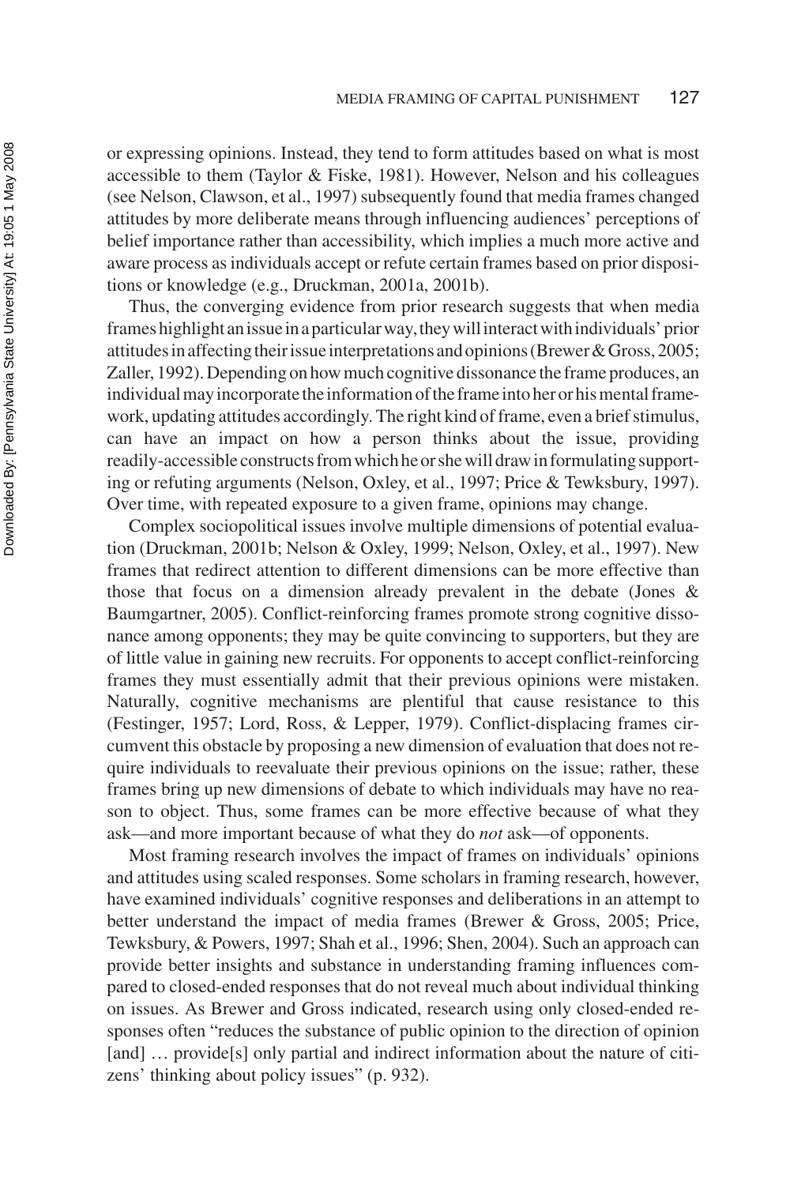or expressing opinions. Instead, they tend to form attitudes based on what is most accessible to them (Taylor & Fiske, 1981). However, Nelson and his colleagues (see Nelson, Clawson, et al., 1997) subsequently found that media frames changed attitudes by more deliberate means through influencing audiences' perceptions of belief importance rather than accessibility, which implies a much more active and aware process as individuals accept or refute certain frames based on prior dispositions or knowledge (e.g., Druckman, 2001a, 2001b).

Thus, the converging evidence from prior research suggests that when media frames highlight an issue in a particular way, they will interact with individuals' prior attitudes in affecting their issue interpretations and opinions (Brewer & Gross, 2005; Zaller, 1992). Depending on how much cognitive dissonance the frame produces, an individual may incorporate the information of the frame into her or his mental framework, updating attitudes accordingly. The right kind of frame, even a brief stimulus, can have an impact on how a person thinks about the issue, providing readily-accessible constructs from which he or she will draw in formulating supporting or refuting arguments (Nelson, Oxley, et al., 1997; Price & Tewksbury, 1997). Over time, with repeated exposure to a given frame, opinions may change.

Complex sociopolitical issues involve multiple dimensions of potential evaluation (Druckman, 2001b; Nelson & Oxley, 1999; Nelson, Oxley, et al., 1997). New frames that redirect attention to different dimensions can be more effective than those that focus on a dimension already prevalent in the debate (Jones & Baumgartner, 2005). Conflict-reinforcing frames promote strong cognitive dissonance among opponents; they may be quite convincing to supporters, but they are of little value in gaining new recruits. For opponents to accept conflict-reinforcing frames they must essentially admit that their previous opinions were mistaken. Naturally, cognitive mechanisms are plentiful that cause resistance to this (Festinger, 1957; Lord, Ross, & Lepper, 1979). Conflict-displacing frames circumvent this obstacle by proposing a new dimension of evaluation that does not require individuals to reevaluate their previous opinions on the issue; rather, these frames bring up new dimensions of debate to which individuals may have no reason to object. Thus, some frames can be more effective because of what they ask—and more important because of what they do *not* ask—of opponents.

Most framing research involves the impact of frames on individuals' opinions and attitudes using scaled responses. Some scholars in framing research, however, have examined individuals' cognitive responses and deliberations in an attempt to better understand the impact of media frames (Brewer & Gross, 2005; Price, Tewksbury, & Powers, 1997; Shah et al., 1996; Shen, 2004). Such an approach can provide better insights and substance in understanding framing influences compared to closed-ended responses that do not reveal much about individual thinking on issues. As Brewer and Gross indicated, research using only closed-ended responses often "reduces the substance of public opinion to the direction of opinion [and] … provide[s] only partial and indirect information about the nature of citizens' thinking about policy issues" (p. 932).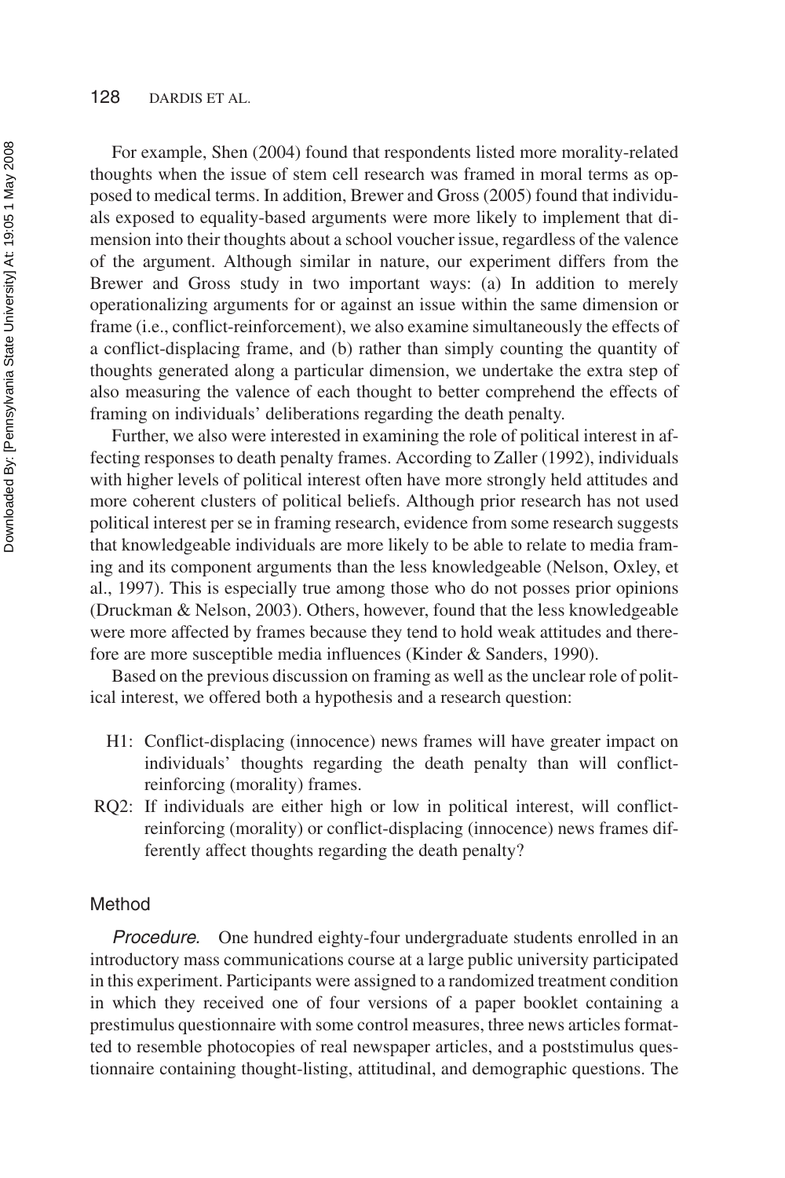For example, Shen (2004) found that respondents listed more morality-related thoughts when the issue of stem cell research was framed in moral terms as opposed to medical terms. In addition, Brewer and Gross (2005) found that individuals exposed to equality-based arguments were more likely to implement that dimension into their thoughts about a school voucher issue, regardless of the valence of the argument. Although similar in nature, our experiment differs from the Brewer and Gross study in two important ways: (a) In addition to merely operationalizing arguments for or against an issue within the same dimension or frame (i.e., conflict-reinforcement), we also examine simultaneously the effects of a conflict-displacing frame, and (b) rather than simply counting the quantity of thoughts generated along a particular dimension, we undertake the extra step of also measuring the valence of each thought to better comprehend the effects of framing on individuals' deliberations regarding the death penalty.

Further, we also were interested in examining the role of political interest in affecting responses to death penalty frames. According to Zaller (1992), individuals with higher levels of political interest often have more strongly held attitudes and more coherent clusters of political beliefs. Although prior research has not used political interest per se in framing research, evidence from some research suggests that knowledgeable individuals are more likely to be able to relate to media framing and its component arguments than the less knowledgeable (Nelson, Oxley, et al., 1997). This is especially true among those who do not posses prior opinions (Druckman & Nelson, 2003). Others, however, found that the less knowledgeable were more affected by frames because they tend to hold weak attitudes and therefore are more susceptible media influences (Kinder & Sanders, 1990).

Based on the previous discussion on framing as well as the unclear role of political interest, we offered both a hypothesis and a research question:

- H1: Conflict-displacing (innocence) news frames will have greater impact on individuals' thoughts regarding the death penalty than will conflict-reinforcing (morality) frames.
- RQ2: If individuals are either high or low in political interest, will conflict-reinforcing (morality) or conflict-displacing (innocence) news frames differently affect thoughts regarding the death penalty?

## Method

*Procedure.* One hundred eighty-four undergraduate students enrolled in an introductory mass communications course at a large public university participated in this experiment. Participants were assigned to a randomized treatment condition in which they received one of four versions of a paper booklet containing a prestimulus questionnaire with some control measures, three news articles formatted to resemble photocopies of real newspaper articles, and a poststimulus questionnaire containing thought-listing, attitudinal, and demographic questions. The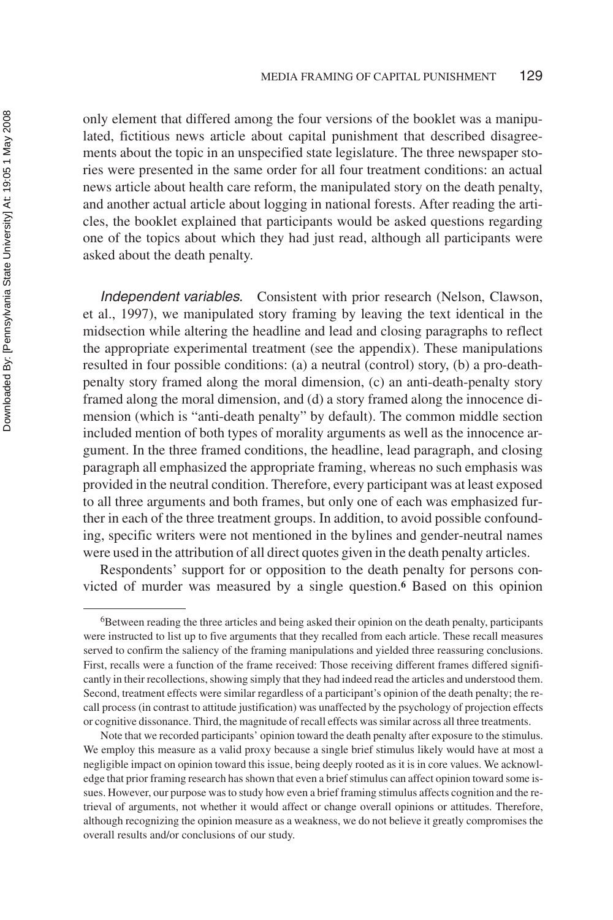only element that differed among the four versions of the booklet was a manipulated, fictitious news article about capital punishment that described disagreements about the topic in an unspecified state legislature. The three newspaper stories were presented in the same order for all four treatment conditions: an actual news article about health care reform, the manipulated story on the death penalty, and another actual article about logging in national forests. After reading the articles, the booklet explained that participants would be asked questions regarding one of the topics about which they had just read, although all participants were asked about the death penalty.

*Independent variables.* Consistent with prior research (Nelson, Clawson, et al., 1997), we manipulated story framing by leaving the text identical in the midsection while altering the headline and lead and closing paragraphs to reflect the appropriate experimental treatment (see the appendix). These manipulations resulted in four possible conditions: (a) a neutral (control) story, (b) a pro-death-penalty story framed along the moral dimension, (c) an anti-death-penalty story framed along the moral dimension, and (d) a story framed along the innocence dimension (which is "anti-death penalty" by default). The common middle section included mention of both types of morality arguments as well as the innocence argument. In the three framed conditions, the headline, lead paragraph, and closing paragraph all emphasized the appropriate framing, whereas no such emphasis was provided in the neutral condition. Therefore, every participant was at least exposed to all three arguments and both frames, but only one of each was emphasized further in each of the three treatment groups. In addition, to avoid possible confounding, specific writers were not mentioned in the bylines and gender-neutral names were used in the attribution of all direct quotes given in the death penalty articles.

Respondents' support for or opposition to the death penalty for persons convicted of murder was measured by a single question.[6] Based on this opinion

---

[6]Between reading the three articles and being asked their opinion on the death penalty, participants were instructed to list up to five arguments that they recalled from each article. These recall measures served to confirm the saliency of the framing manipulations and yielded three reassuring conclusions. First, recalls were a function of the frame received: Those receiving different frames differed significantly in their recollections, showing simply that they had indeed read the articles and understood them. Second, treatment effects were similar regardless of a participant's opinion of the death penalty; the recall process (in contrast to attitude justification) was unaffected by the psychology of projection effects or cognitive dissonance. Third, the magnitude of recall effects was similar across all three treatments.

Note that we recorded participants' opinion toward the death penalty after exposure to the stimulus. We employ this measure as a valid proxy because a single brief stimulus likely would have at most a negligible impact on opinion toward this issue, being deeply rooted as it is in core values. We acknowledge that prior framing research has shown that even a brief stimulus can affect opinion toward some issues. However, our purpose was to study how even a brief framing stimulus affects cognition and the retrieval of arguments, not whether it would affect or change overall opinions or attitudes. Therefore, although recognizing the opinion measure as a weakness, we do not believe it greatly compromises the overall results and/or conclusions of our study.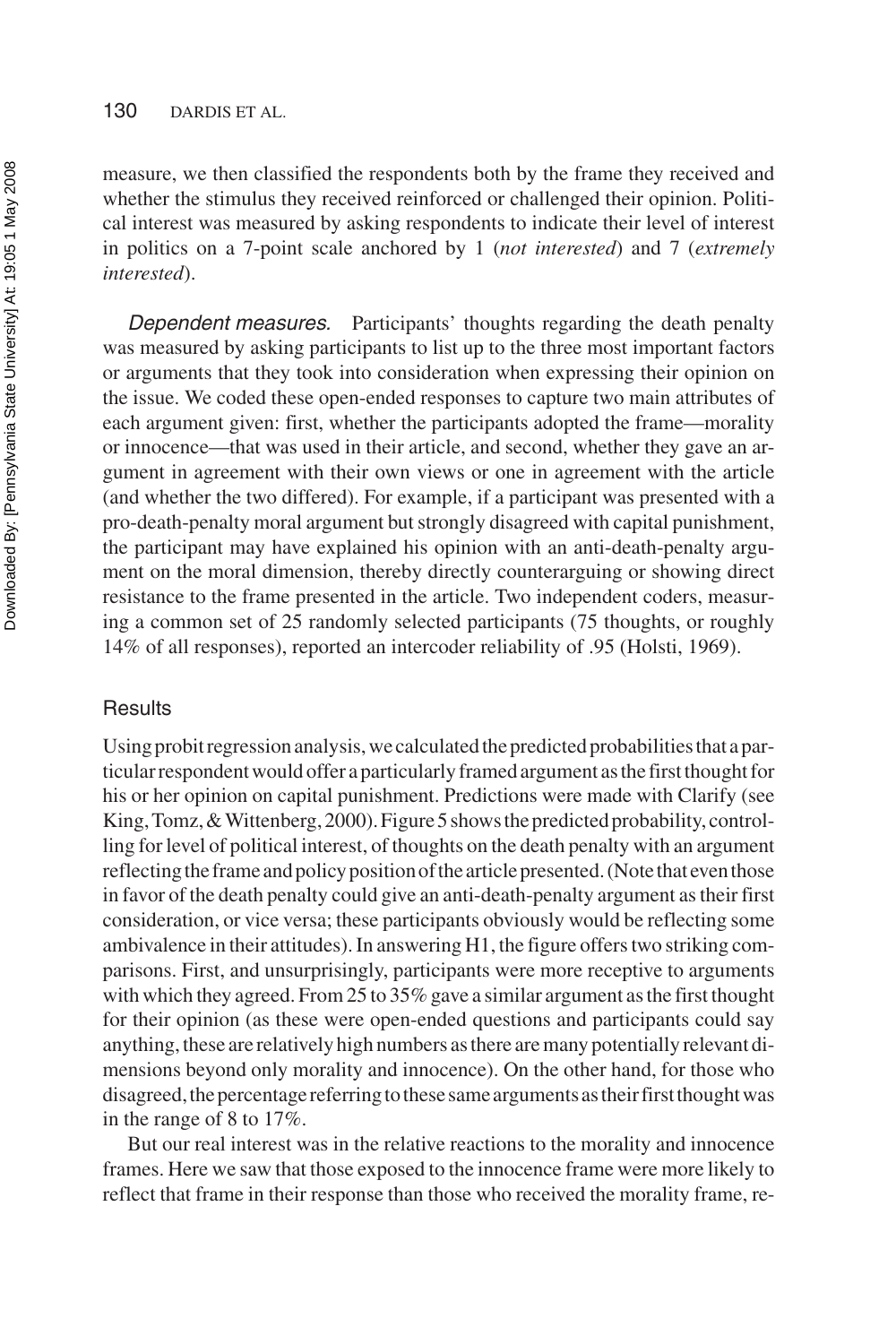measure, we then classified the respondents both by the frame they received and whether the stimulus they received reinforced or challenged their opinion. Political interest was measured by asking respondents to indicate their level of interest in politics on a 7-point scale anchored by 1 (*not interested*) and 7 (*extremely interested*).

*Dependent measures.* Participants' thoughts regarding the death penalty was measured by asking participants to list up to the three most important factors or arguments that they took into consideration when expressing their opinion on the issue. We coded these open-ended responses to capture two main attributes of each argument given: first, whether the participants adopted the frame—morality or innocence—that was used in their article, and second, whether they gave an argument in agreement with their own views or one in agreement with the article (and whether the two differed). For example, if a participant was presented with a pro-death-penalty moral argument but strongly disagreed with capital punishment, the participant may have explained his opinion with an anti-death-penalty argument on the moral dimension, thereby directly counterarguing or showing direct resistance to the frame presented in the article. Two independent coders, measuring a common set of 25 randomly selected participants (75 thoughts, or roughly 14% of all responses), reported an intercoder reliability of .95 (Holsti, 1969).

### Results

Using probit regression analysis, we calculated the predicted probabilities that a particular respondent would offer a particularly framed argument as the first thought for his or her opinion on capital punishment. Predictions were made with Clarify (see King, Tomz, & Wittenberg, 2000). Figure 5 shows the predicted probability, controlling for level of political interest, of thoughts on the death penalty with an argument reflecting the frame and policy position of the article presented. (Note that even those in favor of the death penalty could give an anti-death-penalty argument as their first consideration, or vice versa; these participants obviously would be reflecting some ambivalence in their attitudes). In answering H1, the figure offers two striking comparisons. First, and unsurprisingly, participants were more receptive to arguments with which they agreed. From 25 to 35% gave a similar argument as the first thought for their opinion (as these were open-ended questions and participants could say anything, these are relatively high numbers as there are many potentially relevant dimensions beyond only morality and innocence). On the other hand, for those who disagreed, the percentage referring to these same arguments as their first thought was in the range of 8 to 17%.

But our real interest was in the relative reactions to the morality and innocence frames. Here we saw that those exposed to the innocence frame were more likely to reflect that frame in their response than those who received the morality frame, re-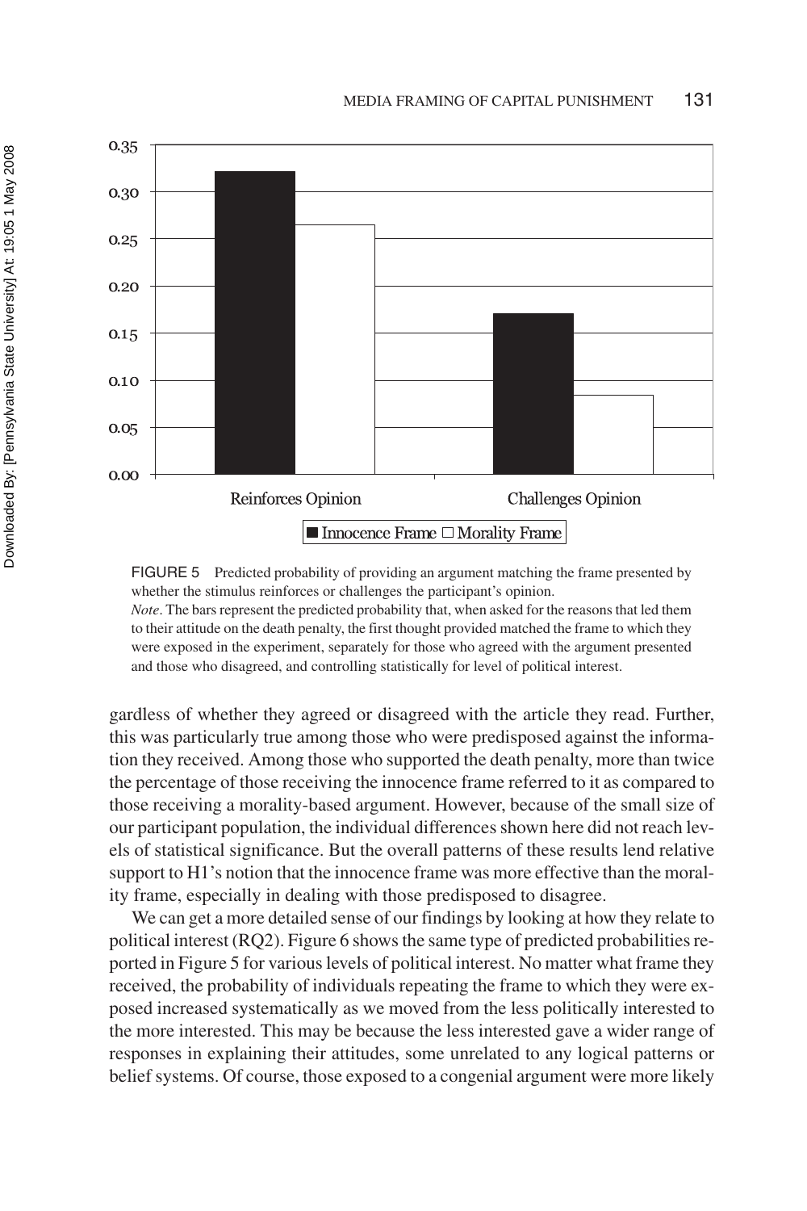FIGURE 5 Predicted probability of providing an argument matching the frame presented by whether the stimulus reinforces or challenges the participant's opinion.

*Note*. The bars represent the predicted probability that, when asked for the reasons that led them to their attitude on the death penalty, the first thought provided matched the frame to which they were exposed in the experiment, separately for those who agreed with the argument presented and those who disagreed, and controlling statistically for level of political interest.

gardless of whether they agreed or disagreed with the article they read. Further, this was particularly true among those who were predisposed against the information they received. Among those who supported the death penalty, more than twice the percentage of those receiving the innocence frame referred to it as compared to those receiving a morality-based argument. However, because of the small size of our participant population, the individual differences shown here did not reach levels of statistical significance. But the overall patterns of these results lend relative support to H1's notion that the innocence frame was more effective than the morality frame, especially in dealing with those predisposed to disagree.

We can get a more detailed sense of our findings by looking at how they relate to political interest (RQ2). Figure 6 shows the same type of predicted probabilities reported in Figure 5 for various levels of political interest. No matter what frame they received, the probability of individuals repeating the frame to which they were exposed increased systematically as we moved from the less politically interested to the more interested. This may be because the less interested gave a wider range of responses in explaining their attitudes, some unrelated to any logical patterns or belief systems. Of course, those exposed to a congenial argument were more likely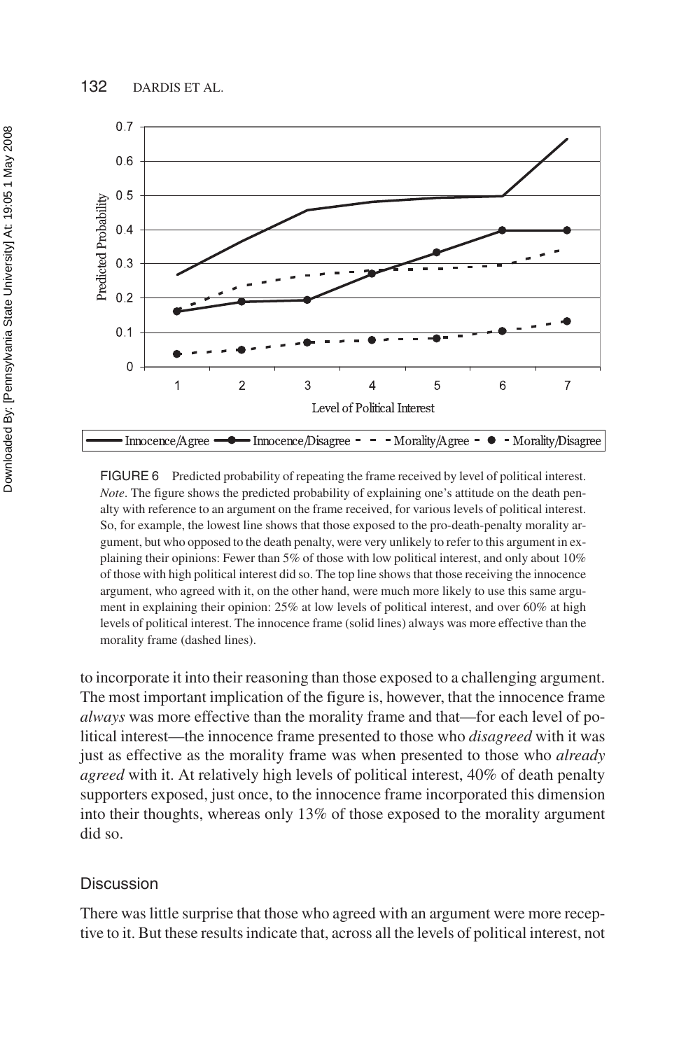FIGURE 6 Predicted probability of repeating the frame received by level of political interest. *Note*. The figure shows the predicted probability of explaining one's attitude on the death penalty with reference to an argument on the frame received, for various levels of political interest. So, for example, the lowest line shows that those exposed to the pro-death-penalty morality argument, but who opposed to the death penalty, were very unlikely to refer to this argument in explaining their opinions: Fewer than 5% of those with low political interest, and only about 10% of those with high political interest did so. The top line shows that those receiving the innocence argument, who agreed with it, on the other hand, were much more likely to use this same argument in explaining their opinion: 25% at low levels of political interest, and over 60% at high levels of political interest. The innocence frame (solid lines) always was more effective than the morality frame (dashed lines).

to incorporate it into their reasoning than those exposed to a challenging argument. The most important implication of the figure is, however, that the innocence frame *always* was more effective than the morality frame and that—for each level of political interest—the innocence frame presented to those who *disagreed* with it was just as effective as the morality frame was when presented to those who *already agreed* with it. At relatively high levels of political interest, 40% of death penalty supporters exposed, just once, to the innocence frame incorporated this dimension into their thoughts, whereas only 13% of those exposed to the morality argument did so.

## Discussion

There was little surprise that those who agreed with an argument were more receptive to it. But these results indicate that, across all the levels of political interest, not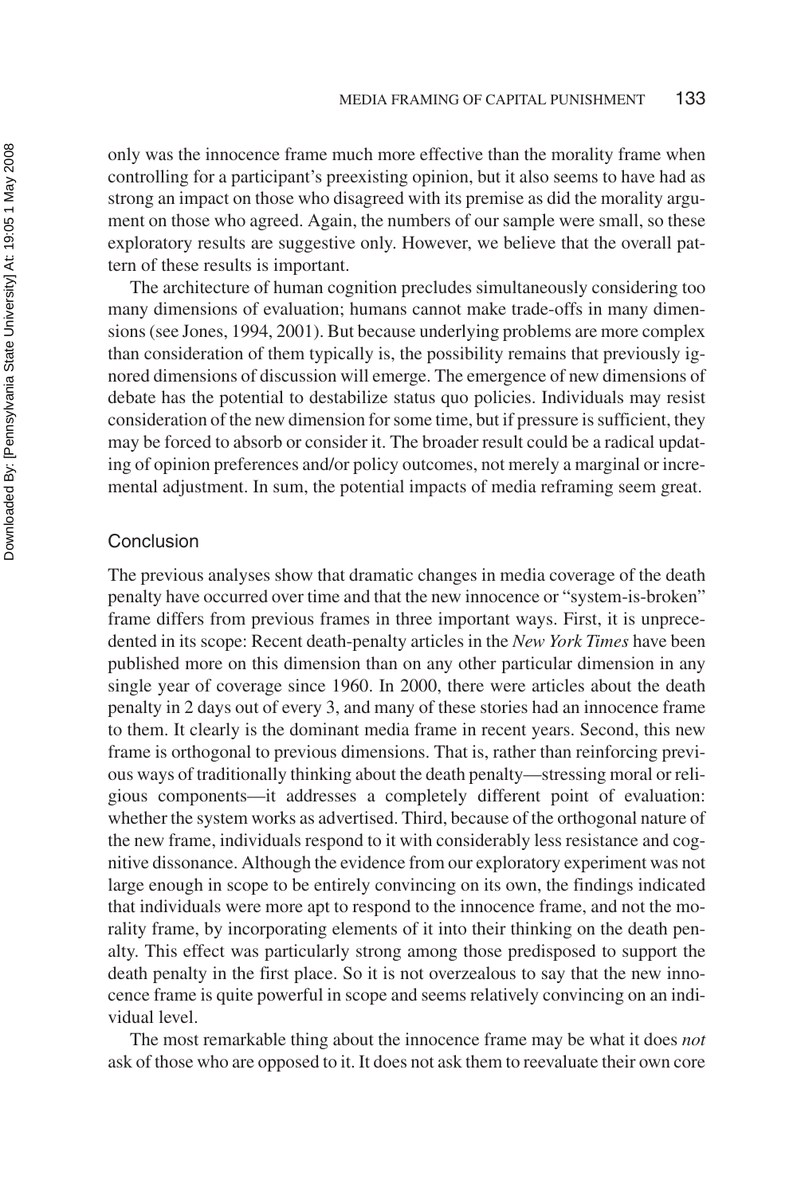only was the innocence frame much more effective than the morality frame when controlling for a participant's preexisting opinion, but it also seems to have had as strong an impact on those who disagreed with its premise as did the morality argument on those who agreed. Again, the numbers of our sample were small, so these exploratory results are suggestive only. However, we believe that the overall pattern of these results is important.

The architecture of human cognition precludes simultaneously considering too many dimensions of evaluation; humans cannot make trade-offs in many dimensions (see Jones, 1994, 2001). But because underlying problems are more complex than consideration of them typically is, the possibility remains that previously ignored dimensions of discussion will emerge. The emergence of new dimensions of debate has the potential to destabilize status quo policies. Individuals may resist consideration of the new dimension for some time, but if pressure is sufficient, they may be forced to absorb or consider it. The broader result could be a radical updating of opinion preferences and/or policy outcomes, not merely a marginal or incremental adjustment. In sum, the potential impacts of media reframing seem great.

## Conclusion

The previous analyses show that dramatic changes in media coverage of the death penalty have occurred over time and that the new innocence or "system-is-broken" frame differs from previous frames in three important ways. First, it is unprecedented in its scope: Recent death-penalty articles in the *New York Times* have been published more on this dimension than on any other particular dimension in any single year of coverage since 1960. In 2000, there were articles about the death penalty in 2 days out of every 3, and many of these stories had an innocence frame to them. It clearly is the dominant media frame in recent years. Second, this new frame is orthogonal to previous dimensions. That is, rather than reinforcing previous ways of traditionally thinking about the death penalty—stressing moral or religious components—it addresses a completely different point of evaluation: whether the system works as advertised. Third, because of the orthogonal nature of the new frame, individuals respond to it with considerably less resistance and cognitive dissonance. Although the evidence from our exploratory experiment was not large enough in scope to be entirely convincing on its own, the findings indicated that individuals were more apt to respond to the innocence frame, and not the morality frame, by incorporating elements of it into their thinking on the death penalty. This effect was particularly strong among those predisposed to support the death penalty in the first place. So it is not overzealous to say that the new innocence frame is quite powerful in scope and seems relatively convincing on an individual level.

The most remarkable thing about the innocence frame may be what it does *not* ask of those who are opposed to it. It does not ask them to reevaluate their own core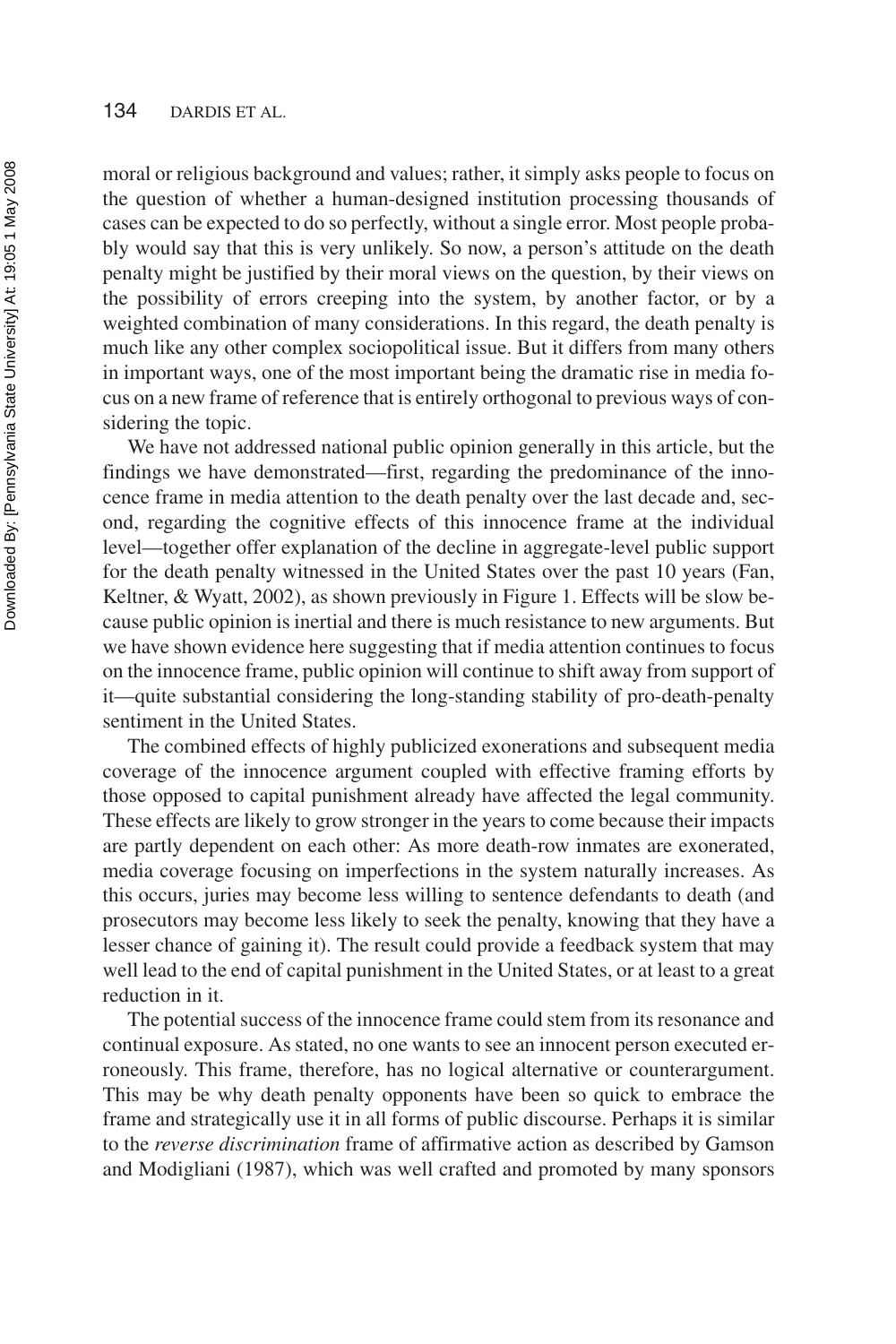moral or religious background and values; rather, it simply asks people to focus on the question of whether a human-designed institution processing thousands of cases can be expected to do so perfectly, without a single error. Most people probably would say that this is very unlikely. So now, a person's attitude on the death penalty might be justified by their moral views on the question, by their views on the possibility of errors creeping into the system, by another factor, or by a weighted combination of many considerations. In this regard, the death penalty is much like any other complex sociopolitical issue. But it differs from many others in important ways, one of the most important being the dramatic rise in media focus on a new frame of reference that is entirely orthogonal to previous ways of considering the topic.

We have not addressed national public opinion generally in this article, but the findings we have demonstrated—first, regarding the predominance of the innocence frame in media attention to the death penalty over the last decade and, second, regarding the cognitive effects of this innocence frame at the individual level—together offer explanation of the decline in aggregate-level public support for the death penalty witnessed in the United States over the past 10 years (Fan, Keltner, & Wyatt, 2002), as shown previously in Figure 1. Effects will be slow because public opinion is inertial and there is much resistance to new arguments. But we have shown evidence here suggesting that if media attention continues to focus on the innocence frame, public opinion will continue to shift away from support of it—quite substantial considering the long-standing stability of pro-death-penalty sentiment in the United States.

The combined effects of highly publicized exonerations and subsequent media coverage of the innocence argument coupled with effective framing efforts by those opposed to capital punishment already have affected the legal community. These effects are likely to grow stronger in the years to come because their impacts are partly dependent on each other: As more death-row inmates are exonerated, media coverage focusing on imperfections in the system naturally increases. As this occurs, juries may become less willing to sentence defendants to death (and prosecutors may become less likely to seek the penalty, knowing that they have a lesser chance of gaining it). The result could provide a feedback system that may well lead to the end of capital punishment in the United States, or at least to a great reduction in it.

The potential success of the innocence frame could stem from its resonance and continual exposure. As stated, no one wants to see an innocent person executed erroneously. This frame, therefore, has no logical alternative or counterargument. This may be why death penalty opponents have been so quick to embrace the frame and strategically use it in all forms of public discourse. Perhaps it is similar to the *reverse discrimination* frame of affirmative action as described by Gamson and Modigliani (1987), which was well crafted and promoted by many sponsors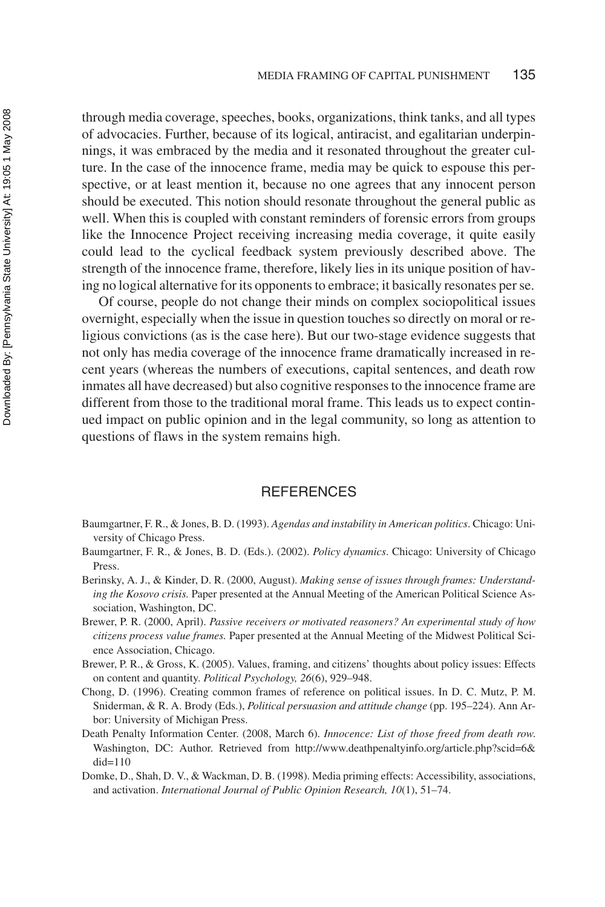through media coverage, speeches, books, organizations, think tanks, and all types of advocacies. Further, because of its logical, antiracist, and egalitarian underpinnings, it was embraced by the media and it resonated throughout the greater culture. In the case of the innocence frame, media may be quick to espouse this perspective, or at least mention it, because no one agrees that any innocent person should be executed. This notion should resonate throughout the general public as well. When this is coupled with constant reminders of forensic errors from groups like the Innocence Project receiving increasing media coverage, it quite easily could lead to the cyclical feedback system previously described above. The strength of the innocence frame, therefore, likely lies in its unique position of having no logical alternative for its opponents to embrace; it basically resonates per se.

Of course, people do not change their minds on complex sociopolitical issues overnight, especially when the issue in question touches so directly on moral or religious convictions (as is the case here). But our two-stage evidence suggests that not only has media coverage of the innocence frame dramatically increased in recent years (whereas the numbers of executions, capital sentences, and death row inmates all have decreased) but also cognitive responses to the innocence frame are different from those to the traditional moral frame. This leads us to expect continued impact on public opinion and in the legal community, so long as attention to questions of flaws in the system remains high.

## REFERENCES

Baumgartner, F. R., & Jones, B. D. (1993). *Agendas and instability in American politics*. Chicago: University of Chicago Press.

Baumgartner, F. R., & Jones, B. D. (Eds.). (2002). *Policy dynamics*. Chicago: University of Chicago Press.

Berinsky, A. J., & Kinder, D. R. (2000, August). *Making sense of issues through frames: Understanding the Kosovo crisis.* Paper presented at the Annual Meeting of the American Political Science Association, Washington, DC.

Brewer, P. R. (2000, April). *Passive receivers or motivated reasoners? An experimental study of how citizens process value frames.* Paper presented at the Annual Meeting of the Midwest Political Science Association, Chicago.

Brewer, P. R., & Gross, K. (2005). Values, framing, and citizens' thoughts about policy issues: Effects on content and quantity. *Political Psychology, 26*(6), 929–948.

Chong, D. (1996). Creating common frames of reference on political issues. In D. C. Mutz, P. M. Sniderman, & R. A. Brody (Eds.), *Political persuasion and attitude change* (pp. 195–224). Ann Arbor: University of Michigan Press.

Death Penalty Information Center. (2008, March 6). *Innocence: List of those freed from death row.* Washington, DC: Author. Retrieved from http://www.deathpenaltyinfo.org/article.php?scid=6&did=110

Domke, D., Shah, D. V., & Wackman, D. B. (1998). Media priming effects: Accessibility, associations, and activation. *International Journal of Public Opinion Research, 10*(1), 51–74.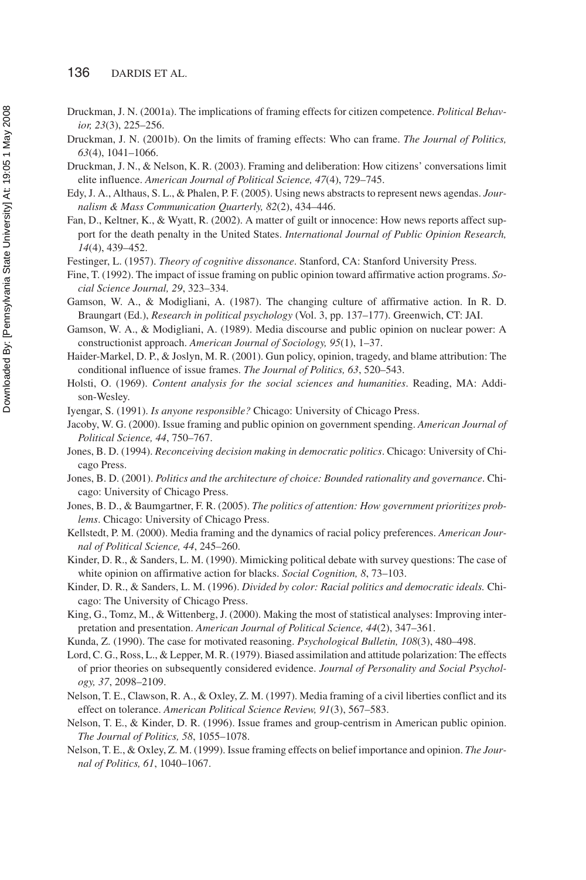Druckman, J. N. (2001a). The implications of framing effects for citizen competence. *Political Behavior, 23*(3), 225–256.

Druckman, J. N. (2001b). On the limits of framing effects: Who can frame. *The Journal of Politics, 63*(4), 1041–1066.

Druckman, J. N., & Nelson, K. R. (2003). Framing and deliberation: How citizens' conversations limit elite influence. *American Journal of Political Science, 47*(4), 729–745.

Edy, J. A., Althaus, S. L., & Phalen, P. F. (2005). Using news abstracts to represent news agendas. *Journalism & Mass Communication Quarterly, 82*(2), 434–446.

Fan, D., Keltner, K., & Wyatt, R. (2002). A matter of guilt or innocence: How news reports affect support for the death penalty in the United States. *International Journal of Public Opinion Research, 14*(4), 439–452.

Festinger, L. (1957). *Theory of cognitive dissonance*. Stanford, CA: Stanford University Press.

Fine, T. (1992). The impact of issue framing on public opinion toward affirmative action programs. *Social Science Journal, 29*, 323–334.

Gamson, W. A., & Modigliani, A. (1987). The changing culture of affirmative action. In R. D. Braungart (Ed.), *Research in political psychology* (Vol. 3, pp. 137–177). Greenwich, CT: JAI.

Gamson, W. A., & Modigliani, A. (1989). Media discourse and public opinion on nuclear power: A constructionist approach. *American Journal of Sociology, 95*(1), 1–37.

Haider-Markel, D. P., & Joslyn, M. R. (2001). Gun policy, opinion, tragedy, and blame attribution: The conditional influence of issue frames. *The Journal of Politics, 63*, 520–543.

Holsti, O. (1969). *Content analysis for the social sciences and humanities*. Reading, MA: Addison-Wesley.

Iyengar, S. (1991). *Is anyone responsible?* Chicago: University of Chicago Press.

Jacoby, W. G. (2000). Issue framing and public opinion on government spending. *American Journal of Political Science, 44*, 750–767.

Jones, B. D. (1994). *Reconceiving decision making in democratic politics*. Chicago: University of Chicago Press.

Jones, B. D. (2001). *Politics and the architecture of choice: Bounded rationality and governance*. Chicago: University of Chicago Press.

Jones, B. D., & Baumgartner, F. R. (2005). *The politics of attention: How government prioritizes problems*. Chicago: University of Chicago Press.

Kellstedt, P. M. (2000). Media framing and the dynamics of racial policy preferences. *American Journal of Political Science, 44*, 245–260.

Kinder, D. R., & Sanders, L. M. (1990). Mimicking political debate with survey questions: The case of white opinion on affirmative action for blacks. *Social Cognition, 8*, 73–103.

Kinder, D. R., & Sanders, L. M. (1996). *Divided by color: Racial politics and democratic ideals.* Chicago: The University of Chicago Press.

King, G., Tomz, M., & Wittenberg, J. (2000). Making the most of statistical analyses: Improving interpretation and presentation. *American Journal of Political Science, 44*(2), 347–361.

Kunda, Z. (1990). The case for motivated reasoning. *Psychological Bulletin, 108*(3), 480–498.

Lord, C. G., Ross, L., & Lepper, M. R. (1979). Biased assimilation and attitude polarization: The effects of prior theories on subsequently considered evidence. *Journal of Personality and Social Psychology, 37*, 2098–2109.

Nelson, T. E., Clawson, R. A., & Oxley, Z. M. (1997). Media framing of a civil liberties conflict and its effect on tolerance. *American Political Science Review, 91*(3), 567–583.

Nelson, T. E., & Kinder, D. R. (1996). Issue frames and group-centrism in American public opinion. *The Journal of Politics, 58*, 1055–1078.

Nelson, T. E., & Oxley, Z. M. (1999). Issue framing effects on belief importance and opinion. *The Journal of Politics, 61*, 1040–1067.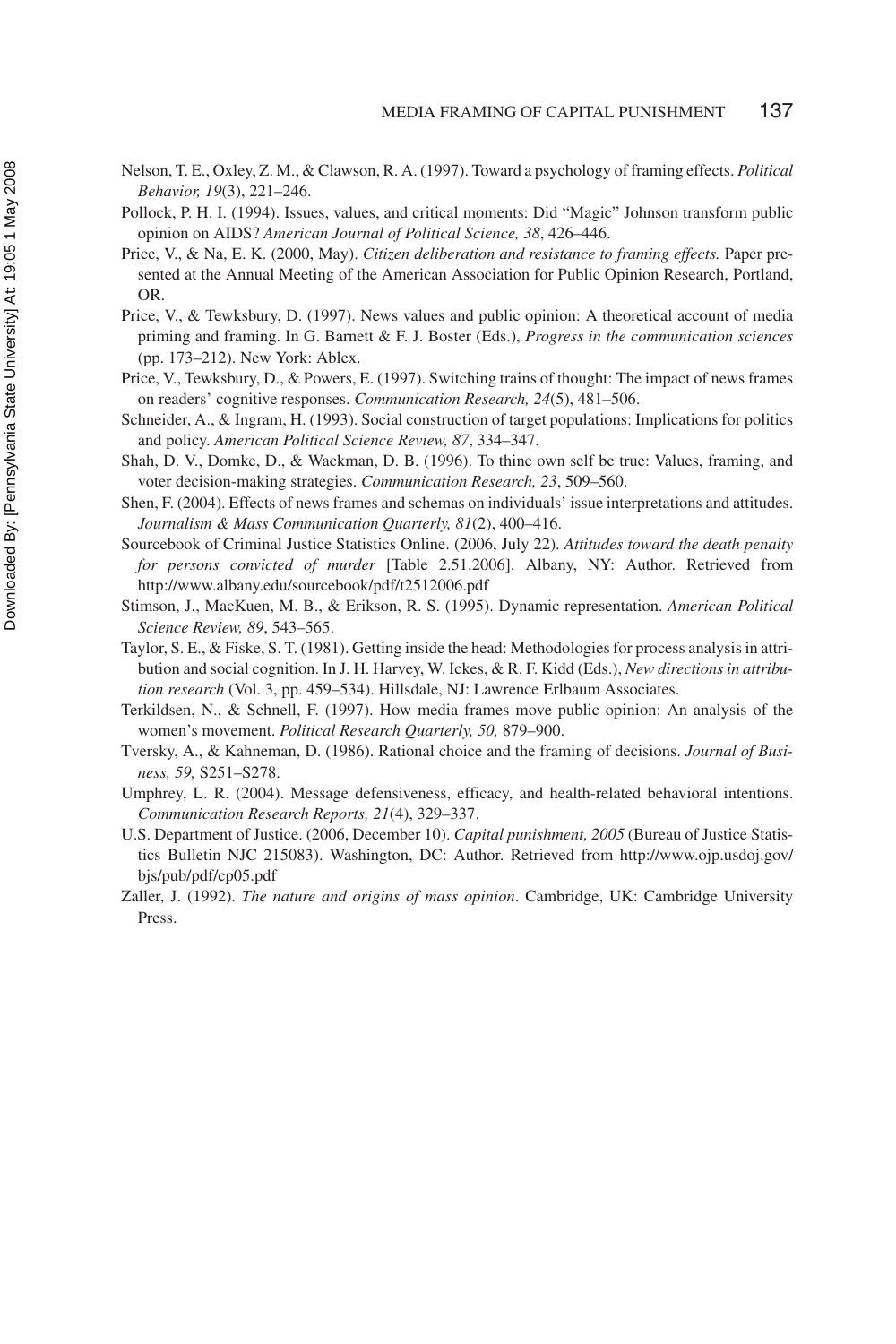Nelson, T. E., Oxley, Z. M., & Clawson, R. A. (1997). Toward a psychology of framing effects. *Political Behavior, 19*(3), 221–246.

Pollock, P. H. I. (1994). Issues, values, and critical moments: Did "Magic" Johnson transform public opinion on AIDS? *American Journal of Political Science, 38*, 426–446.

Price, V., & Na, E. K. (2000, May). *Citizen deliberation and resistance to framing effects.* Paper presented at the Annual Meeting of the American Association for Public Opinion Research, Portland, OR.

Price, V., & Tewksbury, D. (1997). News values and public opinion: A theoretical account of media priming and framing. In G. Barnett & F. J. Boster (Eds.), *Progress in the communication sciences* (pp. 173–212). New York: Ablex.

Price, V., Tewksbury, D., & Powers, E. (1997). Switching trains of thought: The impact of news frames on readers' cognitive responses. *Communication Research, 24*(5), 481–506.

Schneider, A., & Ingram, H. (1993). Social construction of target populations: Implications for politics and policy. *American Political Science Review, 87*, 334–347.

Shah, D. V., Domke, D., & Wackman, D. B. (1996). To thine own self be true: Values, framing, and voter decision-making strategies. *Communication Research, 23*, 509–560.

Shen, F. (2004). Effects of news frames and schemas on individuals' issue interpretations and attitudes. *Journalism & Mass Communication Quarterly, 81*(2), 400–416.

Sourcebook of Criminal Justice Statistics Online. (2006, July 22). *Attitudes toward the death penalty for persons convicted of murder* [Table 2.51.2006]. Albany, NY: Author. Retrieved from http://www.albany.edu/sourcebook/pdf/t2512006.pdf

Stimson, J., MacKuen, M. B., & Erikson, R. S. (1995). Dynamic representation. *American Political Science Review, 89*, 543–565.

Taylor, S. E., & Fiske, S. T. (1981). Getting inside the head: Methodologies for process analysis in attribution and social cognition. In J. H. Harvey, W. Ickes, & R. F. Kidd (Eds.), *New directions in attribution research* (Vol. 3, pp. 459–534). Hillsdale, NJ: Lawrence Erlbaum Associates.

Terkildsen, N., & Schnell, F. (1997). How media frames move public opinion: An analysis of the women's movement. *Political Research Quarterly, 50,* 879–900.

Tversky, A., & Kahneman, D. (1986). Rational choice and the framing of decisions. *Journal of Business, 59,* S251–S278.

Umphrey, L. R. (2004). Message defensiveness, efficacy, and health-related behavioral intentions. *Communication Research Reports, 21*(4), 329–337.

U.S. Department of Justice. (2006, December 10). *Capital punishment, 2005* (Bureau of Justice Statistics Bulletin NJC 215083). Washington, DC: Author. Retrieved from http://www.ojp.usdoj.gov/bjs/pub/pdf/cp05.pdf

Zaller, J. (1992). *The nature and origins of mass opinion*. Cambridge, UK: Cambridge University Press.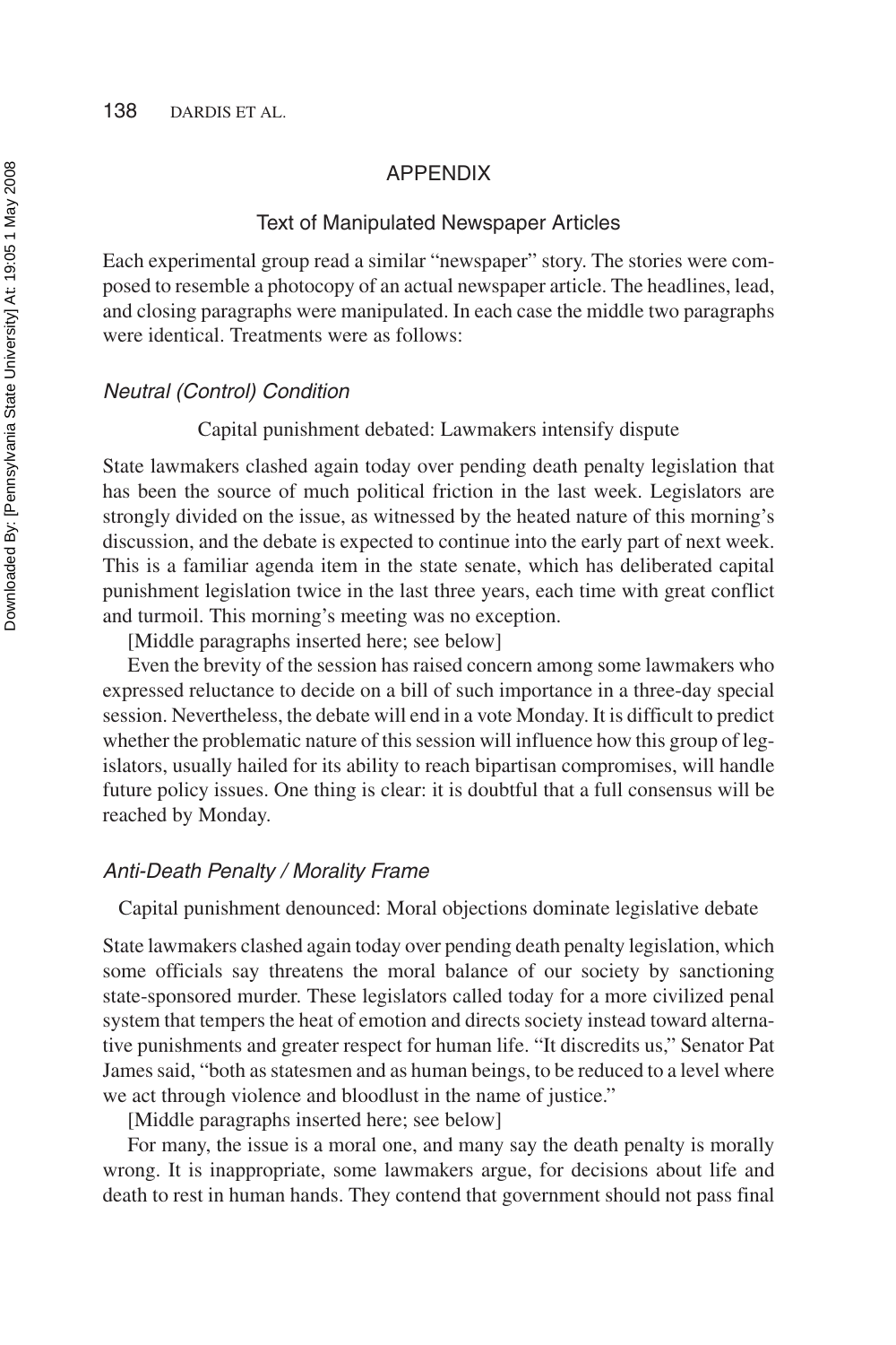## APPENDIX

### Text of Manipulated Newspaper Articles

Each experimental group read a similar "newspaper" story. The stories were composed to resemble a photocopy of an actual newspaper article. The headlines, lead, and closing paragraphs were manipulated. In each case the middle two paragraphs were identical. Treatments were as follows:

#### *Neutral (Control) Condition*

Capital punishment debated: Lawmakers intensify dispute

State lawmakers clashed again today over pending death penalty legislation that has been the source of much political friction in the last week. Legislators are strongly divided on the issue, as witnessed by the heated nature of this morning's discussion, and the debate is expected to continue into the early part of next week. This is a familiar agenda item in the state senate, which has deliberated capital punishment legislation twice in the last three years, each time with great conflict and turmoil. This morning's meeting was no exception.

[Middle paragraphs inserted here; see below]

Even the brevity of the session has raised concern among some lawmakers who expressed reluctance to decide on a bill of such importance in a three-day special session. Nevertheless, the debate will end in a vote Monday. It is difficult to predict whether the problematic nature of this session will influence how this group of legislators, usually hailed for its ability to reach bipartisan compromises, will handle future policy issues. One thing is clear: it is doubtful that a full consensus will be reached by Monday.

#### *Anti-Death Penalty / Morality Frame*

Capital punishment denounced: Moral objections dominate legislative debate

State lawmakers clashed again today over pending death penalty legislation, which some officials say threatens the moral balance of our society by sanctioning state-sponsored murder. These legislators called today for a more civilized penal system that tempers the heat of emotion and directs society instead toward alternative punishments and greater respect for human life. "It discredits us," Senator Pat James said, "both as statesmen and as human beings, to be reduced to a level where we act through violence and bloodlust in the name of justice."

[Middle paragraphs inserted here; see below]

For many, the issue is a moral one, and many say the death penalty is morally wrong. It is inappropriate, some lawmakers argue, for decisions about life and death to rest in human hands. They contend that government should not pass final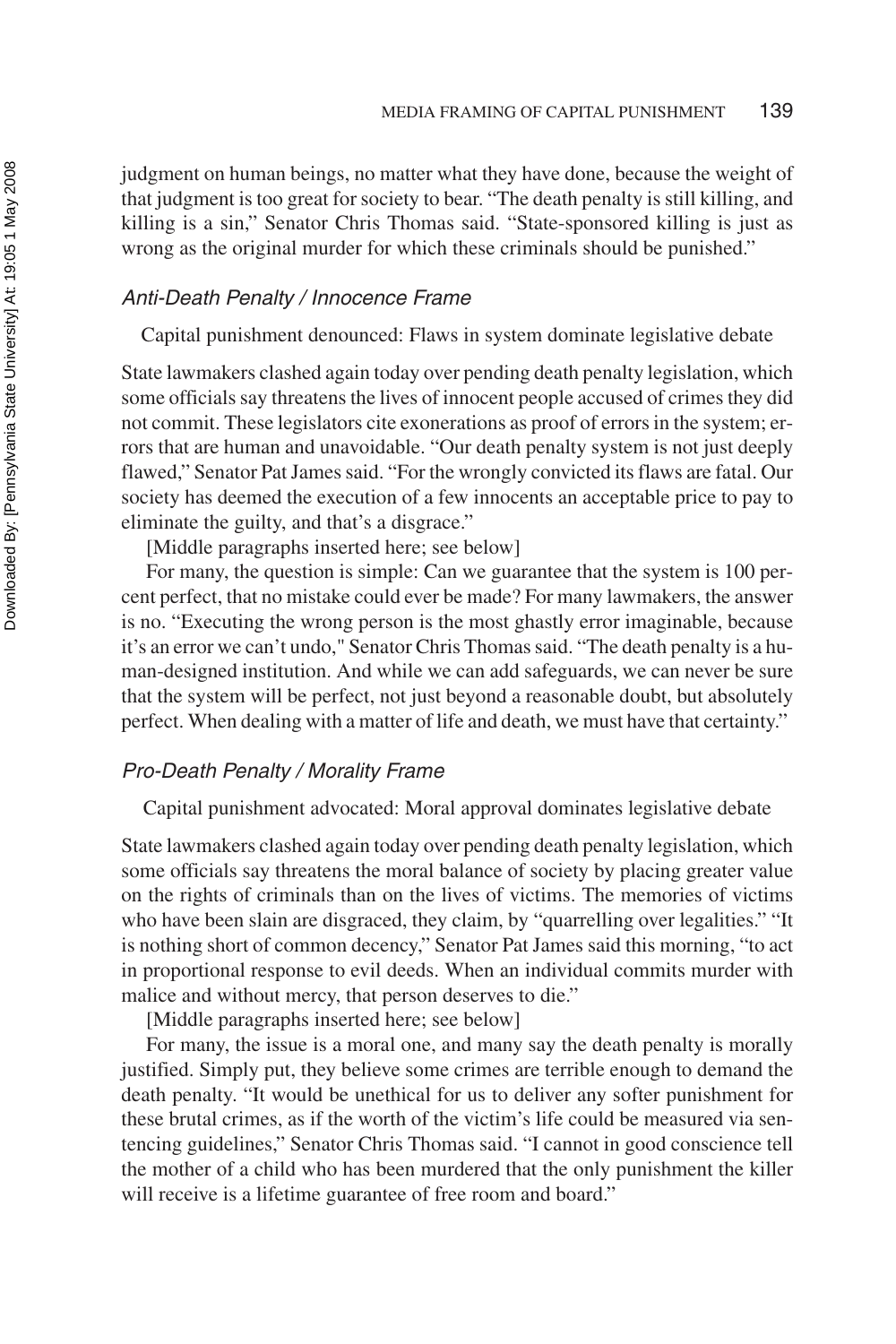judgment on human beings, no matter what they have done, because the weight of that judgment is too great for society to bear. "The death penalty is still killing, and killing is a sin," Senator Chris Thomas said. "State-sponsored killing is just as wrong as the original murder for which these criminals should be punished."

### *Anti-Death Penalty / Innocence Frame*

Capital punishment denounced: Flaws in system dominate legislative debate

State lawmakers clashed again today over pending death penalty legislation, which some officials say threatens the lives of innocent people accused of crimes they did not commit. These legislators cite exonerations as proof of errors in the system; errors that are human and unavoidable. "Our death penalty system is not just deeply flawed," Senator Pat James said. "For the wrongly convicted its flaws are fatal. Our society has deemed the execution of a few innocents an acceptable price to pay to eliminate the guilty, and that's a disgrace."

[Middle paragraphs inserted here; see below]

For many, the question is simple: Can we guarantee that the system is 100 percent perfect, that no mistake could ever be made? For many lawmakers, the answer is no. "Executing the wrong person is the most ghastly error imaginable, because it's an error we can't undo," Senator Chris Thomas said. "The death penalty is a human-designed institution. And while we can add safeguards, we can never be sure that the system will be perfect, not just beyond a reasonable doubt, but absolutely perfect. When dealing with a matter of life and death, we must have that certainty."

### *Pro-Death Penalty / Morality Frame*

Capital punishment advocated: Moral approval dominates legislative debate

State lawmakers clashed again today over pending death penalty legislation, which some officials say threatens the moral balance of society by placing greater value on the rights of criminals than on the lives of victims. The memories of victims who have been slain are disgraced, they claim, by "quarrelling over legalities." "It is nothing short of common decency," Senator Pat James said this morning, "to act in proportional response to evil deeds. When an individual commits murder with malice and without mercy, that person deserves to die."

[Middle paragraphs inserted here; see below]

For many, the issue is a moral one, and many say the death penalty is morally justified. Simply put, they believe some crimes are terrible enough to demand the death penalty. "It would be unethical for us to deliver any softer punishment for these brutal crimes, as if the worth of the victim's life could be measured via sentencing guidelines," Senator Chris Thomas said. "I cannot in good conscience tell the mother of a child who has been murdered that the only punishment the killer will receive is a lifetime guarantee of free room and board."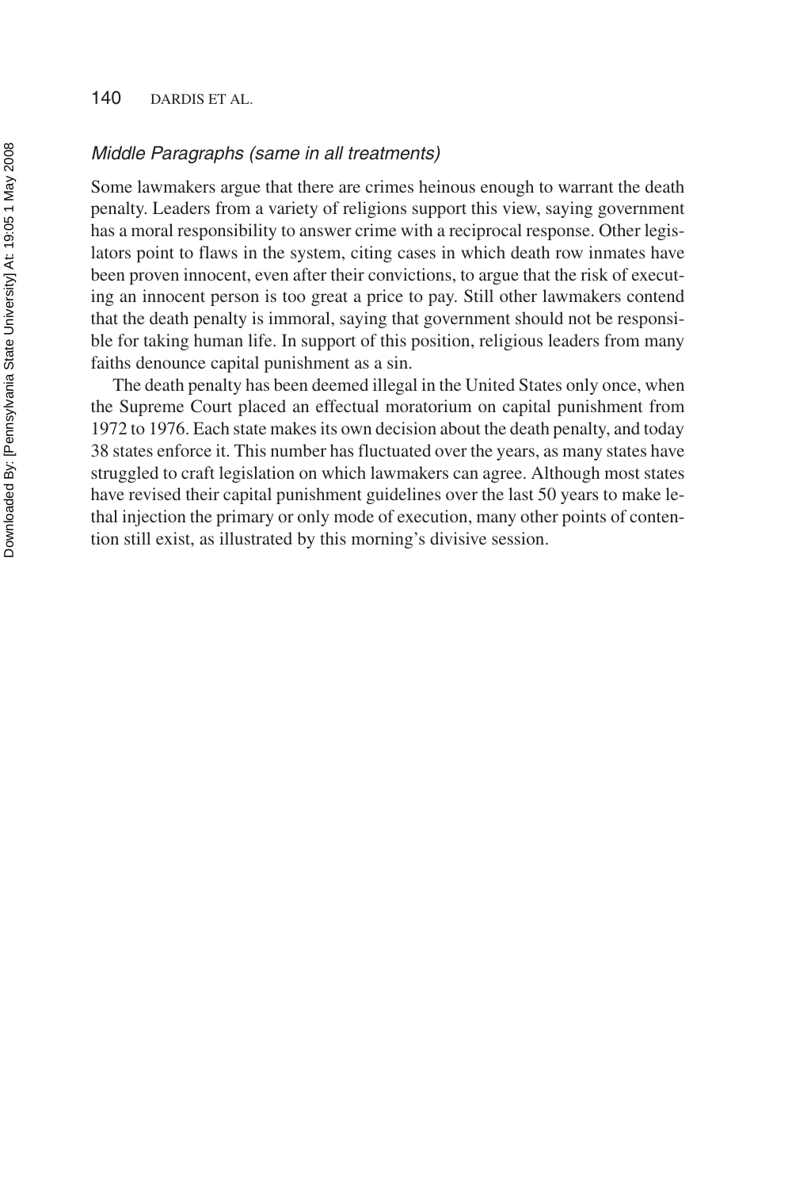*Middle Paragraphs (same in all treatments)*

Some lawmakers argue that there are crimes heinous enough to warrant the death penalty. Leaders from a variety of religions support this view, saying government has a moral responsibility to answer crime with a reciprocal response. Other legislators point to flaws in the system, citing cases in which death row inmates have been proven innocent, even after their convictions, to argue that the risk of executing an innocent person is too great a price to pay. Still other lawmakers contend that the death penalty is immoral, saying that government should not be responsible for taking human life. In support of this position, religious leaders from many faiths denounce capital punishment as a sin.

The death penalty has been deemed illegal in the United States only once, when the Supreme Court placed an effectual moratorium on capital punishment from 1972 to 1976. Each state makes its own decision about the death penalty, and today 38 states enforce it. This number has fluctuated over the years, as many states have struggled to craft legislation on which lawmakers can agree. Although most states have revised their capital punishment guidelines over the last 50 years to make lethal injection the primary or only mode of execution, many other points of contention still exist, as illustrated by this morning's divisive session.